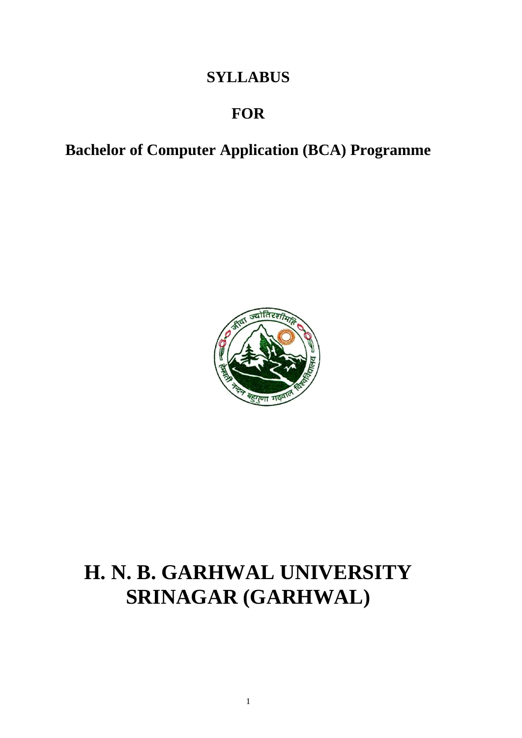# SYLLABUS

# FOR

# Bachelor of Computer Application (BCA) Programme

# H. N. B. GARHWAL UNIVERSITY SRINAGAR (GARHWAL)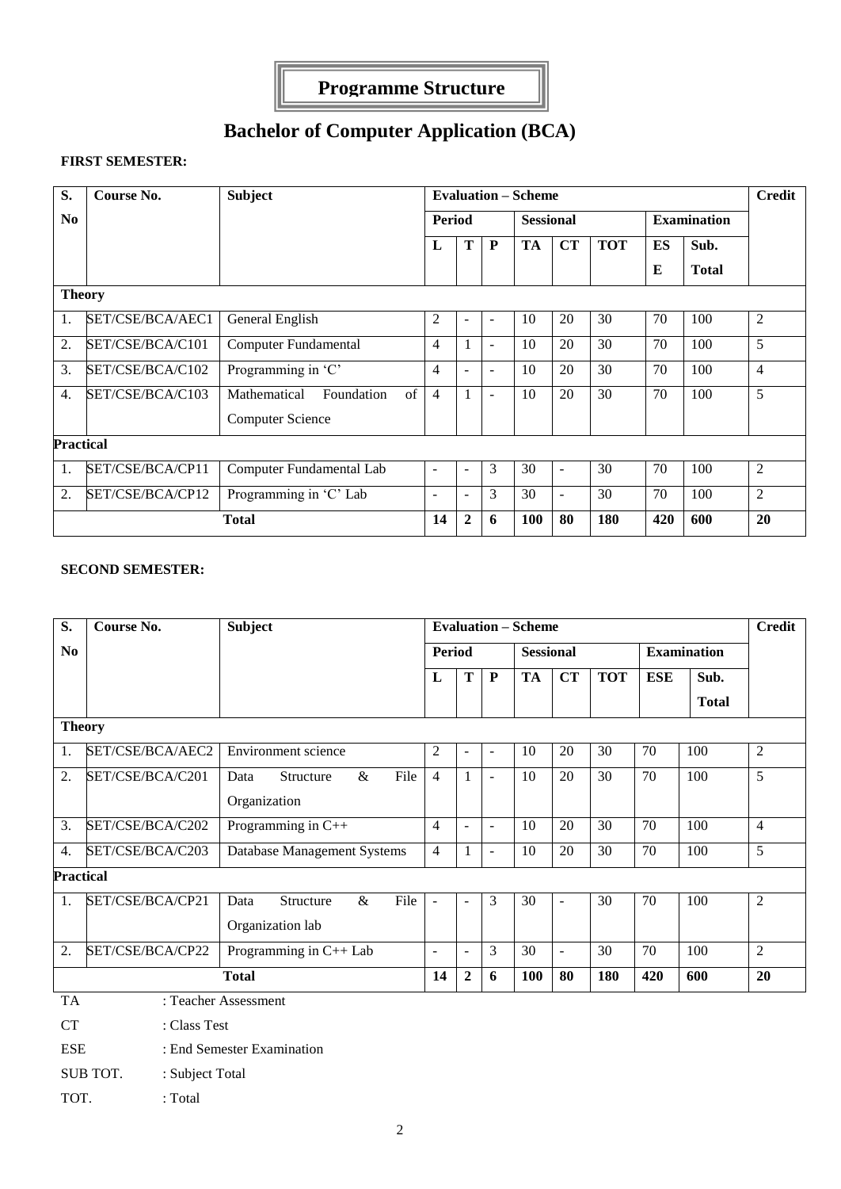# Programme Structure

## Bachelor of Computer Application (BCA)

**FIRST SEMESTER:**

| S. No | Course No. | Subject | Evaluation – Scheme | | | | | | | | Credit |
|---|---|---|---|---|---|---|---|---|---|---|---|
| | | | Period | | | Sessional | | | Examination | | |
| | | | L | T | P | TA | CT | TOT | ESE | Sub. Total | |
| **Theory** | | | | | | | | | | | |
| 1. | SET/CSE/BCA/AEC1 | General English | 2 | - | - | 10 | 20 | 30 | 70 | 100 | 2 |
| 2. | SET/CSE/BCA/C101 | Computer Fundamental | 4 | 1 | - | 10 | 20 | 30 | 70 | 100 | 5 |
| 3. | SET/CSE/BCA/C102 | Programming in 'C' | 4 | - | - | 10 | 20 | 30 | 70 | 100 | 4 |
| 4. | SET/CSE/BCA/C103 | Mathematical Foundation of Computer Science | 4 | 1 | - | 10 | 20 | 30 | 70 | 100 | 5 |
| **Practical** | | | | | | | | | | | |
| 1. | SET/CSE/BCA/CP11 | Computer Fundamental Lab | - | - | 3 | 30 | - | 30 | 70 | 100 | 2 |
| 2. | SET/CSE/BCA/CP12 | Programming in 'C' Lab | - | - | 3 | 30 | - | 30 | 70 | 100 | 2 |
| | | **Total** | **14** | **2** | **6** | **100** | **80** | **180** | **420** | **600** | **20** |

**SECOND SEMESTER:**

| S. No | Course No. | Subject | Evaluation – Scheme | | | | | | | | Credit |
|---|---|---|---|---|---|---|---|---|---|---|---|
| | | | Period | | | Sessional | | | Examination | | |
| | | | L | T | P | TA | CT | TOT | ESE | Sub. Total | |
| **Theory** | | | | | | | | | | | |
| 1. | SET/CSE/BCA/AEC2 | Environment science | 2 | - | - | 10 | 20 | 30 | 70 | 100 | 2 |
| 2. | SET/CSE/BCA/C201 | Data Structure & File Organization | 4 | 1 | - | 10 | 20 | 30 | 70 | 100 | 5 |
| 3. | SET/CSE/BCA/C202 | Programming in C++ | 4 | - | - | 10 | 20 | 30 | 70 | 100 | 4 |
| 4. | SET/CSE/BCA/C203 | Database Management Systems | 4 | 1 | - | 10 | 20 | 30 | 70 | 100 | 5 |
| **Practical** | | | | | | | | | | | |
| 1. | SET/CSE/BCA/CP21 | Data Structure & File Organization lab | - | - | 3 | 30 | - | 30 | 70 | 100 | 2 |
| 2. | SET/CSE/BCA/CP22 | Programming in C++ Lab | - | - | 3 | 30 | - | 30 | 70 | 100 | 2 |
| | | **Total** | **14** | **2** | **6** | **100** | **80** | **180** | **420** | **600** | **20** |

TA : Teacher Assessment

CT : Class Test

ESE : End Semester Examination

SUB TOT. : Subject Total

TOT. : Total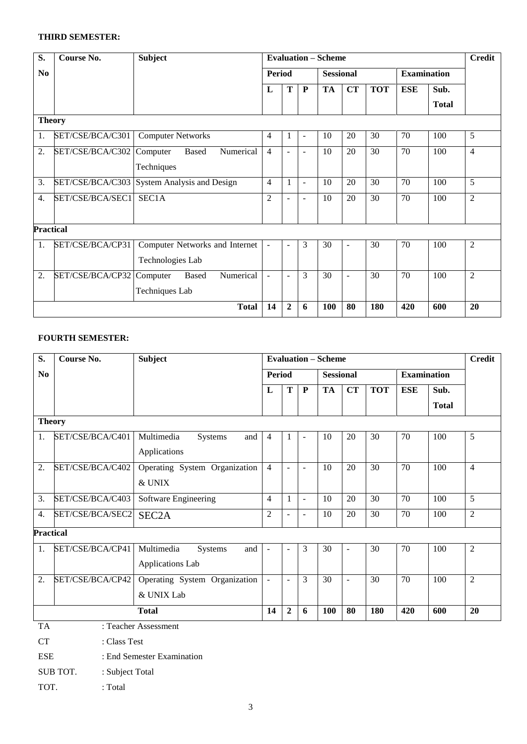**THIRD SEMESTER:**

| S. No | Course No. | Subject | Evaluation – Scheme | | | | | | | | Credit |
|---|---|---|---|---|---|---|---|---|---|---|---|
| | | | Period | | | Sessional | | | Examination | | |
| | | | L | T | P | TA | CT | TOT | ESE | Sub. Total | |
| **Theory** | | | | | | | | | | | |
| 1. | SET/CSE/BCA/C301 | Computer Networks | 4 | 1 | - | 10 | 20 | 30 | 70 | 100 | 5 |
| 2. | SET/CSE/BCA/C302 | Computer Based Numerical Techniques | 4 | - | - | 10 | 20 | 30 | 70 | 100 | 4 |
| 3. | SET/CSE/BCA/C303 | System Analysis and Design | 4 | 1 | - | 10 | 20 | 30 | 70 | 100 | 5 |
| 4. | SET/CSE/BCA/SEC1 | SEC1A | 2 | - | - | 10 | 20 | 30 | 70 | 100 | 2 |
| **Practical** | | | | | | | | | | | |
| 1. | SET/CSE/BCA/CP31 | Computer Networks and Internet Technologies Lab | - | - | 3 | 30 | - | 30 | 70 | 100 | 2 |
| 2. | SET/CSE/BCA/CP32 | Computer Based Numerical Techniques Lab | - | - | 3 | 30 | - | 30 | 70 | 100 | 2 |
| | | **Total** | **14** | **2** | **6** | **100** | **80** | **180** | **420** | **600** | **20** |

**FOURTH SEMESTER:**

| S. No | Course No. | Subject | Evaluation – Scheme | | | | | | | | Credit |
|---|---|---|---|---|---|---|---|---|---|---|---|
| | | | Period | | | Sessional | | | Examination | | |
| | | | L | T | P | TA | CT | TOT | ESE | Sub. Total | |
| **Theory** | | | | | | | | | | | |
| 1. | SET/CSE/BCA/C401 | Multimedia Systems and Applications | 4 | 1 | - | 10 | 20 | 30 | 70 | 100 | 5 |
| 2. | SET/CSE/BCA/C402 | Operating System Organization & UNIX | 4 | - | - | 10 | 20 | 30 | 70 | 100 | 4 |
| 3. | SET/CSE/BCA/C403 | Software Engineering | 4 | 1 | - | 10 | 20 | 30 | 70 | 100 | 5 |
| 4. | SET/CSE/BCA/SEC2 | SEC2A | 2 | - | - | 10 | 20 | 30 | 70 | 100 | 2 |
| **Practical** | | | | | | | | | | | |
| 1. | SET/CSE/BCA/CP41 | Multimedia Systems and Applications Lab | - | - | 3 | 30 | - | 30 | 70 | 100 | 2 |
| 2. | SET/CSE/BCA/CP42 | Operating System Organization & UNIX Lab | - | - | 3 | 30 | - | 30 | 70 | 100 | 2 |
| | | **Total** | **14** | **2** | **6** | **100** | **80** | **180** | **420** | **600** | **20** |

TA : Teacher Assessment

CT : Class Test

ESE : End Semester Examination

SUB TOT. : Subject Total

TOT. : Total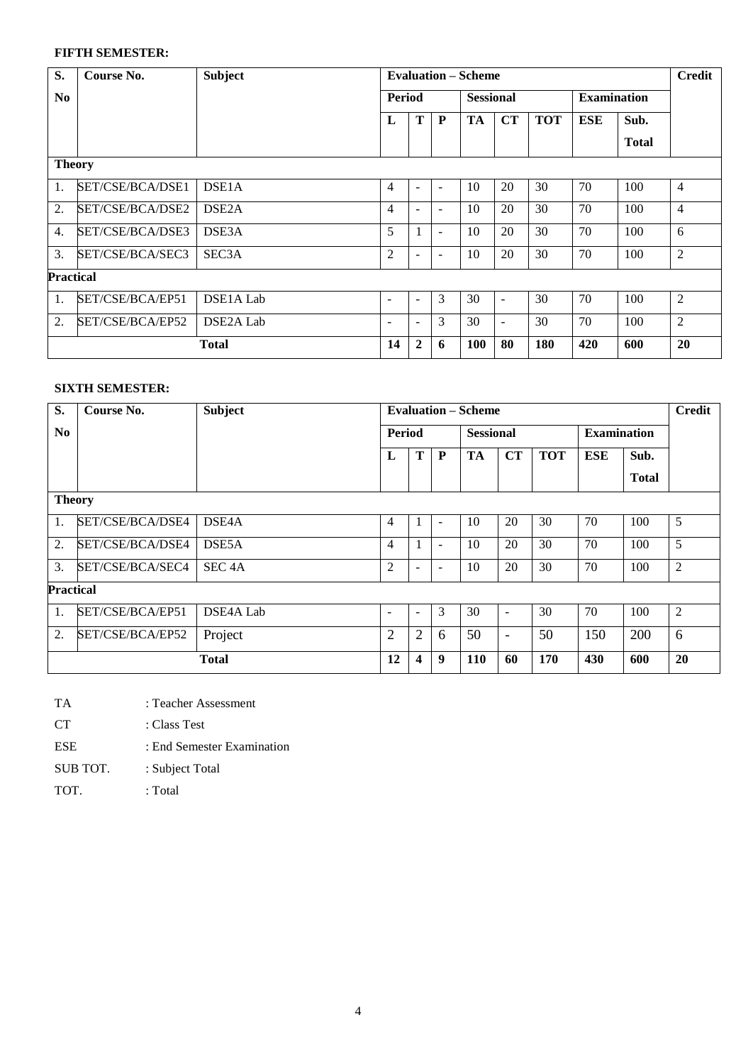**FIFTH SEMESTER:**

| S. No | Course No. | Subject | Evaluation – Scheme | | | | | | | | Credit |
|---|---|---|---|---|---|---|---|---|---|---|---|
| | | | Period | | | Sessional | | | Examination | | |
| | | | L | T | P | TA | CT | TOT | ESE | Sub. Total | |
| **Theory** | | | | | | | | | | | |
| 1. | SET/CSE/BCA/DSE1 | DSE1A | 4 | - | - | 10 | 20 | 30 | 70 | 100 | 4 |
| 2. | SET/CSE/BCA/DSE2 | DSE2A | 4 | - | - | 10 | 20 | 30 | 70 | 100 | 4 |
| 4. | SET/CSE/BCA/DSE3 | DSE3A | 5 | 1 | - | 10 | 20 | 30 | 70 | 100 | 6 |
| 3. | SET/CSE/BCA/SEC3 | SEC3A | 2 | - | - | 10 | 20 | 30 | 70 | 100 | 2 |
| **Practical** | | | | | | | | | | | |
| 1. | SET/CSE/BCA/EP51 | DSE1A Lab | - | - | 3 | 30 | - | 30 | 70 | 100 | 2 |
| 2. | SET/CSE/BCA/EP52 | DSE2A Lab | - | - | 3 | 30 | - | 30 | 70 | 100 | 2 |
| | | **Total** | **14** | **2** | **6** | **100** | **80** | **180** | **420** | **600** | **20** |

**SIXTH SEMESTER:**

| S. No | Course No. | Subject | Evaluation – Scheme | | | | | | | | Credit |
|---|---|---|---|---|---|---|---|---|---|---|---|
| | | | Period | | | Sessional | | | Examination | | |
| | | | L | T | P | TA | CT | TOT | ESE | Sub. Total | |
| **Theory** | | | | | | | | | | | |
| 1. | SET/CSE/BCA/DSE4 | DSE4A | 4 | 1 | - | 10 | 20 | 30 | 70 | 100 | 5 |
| 2. | SET/CSE/BCA/DSE4 | DSE5A | 4 | 1 | - | 10 | 20 | 30 | 70 | 100 | 5 |
| 3. | SET/CSE/BCA/SEC4 | SEC 4A | 2 | - | - | 10 | 20 | 30 | 70 | 100 | 2 |
| **Practical** | | | | | | | | | | | |
| 1. | SET/CSE/BCA/EP51 | DSE4A Lab | - | - | 3 | 30 | - | 30 | 70 | 100 | 2 |
| 2. | SET/CSE/BCA/EP52 | Project | 2 | 2 | 6 | 50 | - | 50 | 150 | 200 | 6 |
| | | **Total** | **12** | **4** | **9** | **110** | **60** | **170** | **430** | **600** | **20** |

TA : Teacher Assessment

CT : Class Test

ESE : End Semester Examination

SUB TOT. : Subject Total

TOT. : Total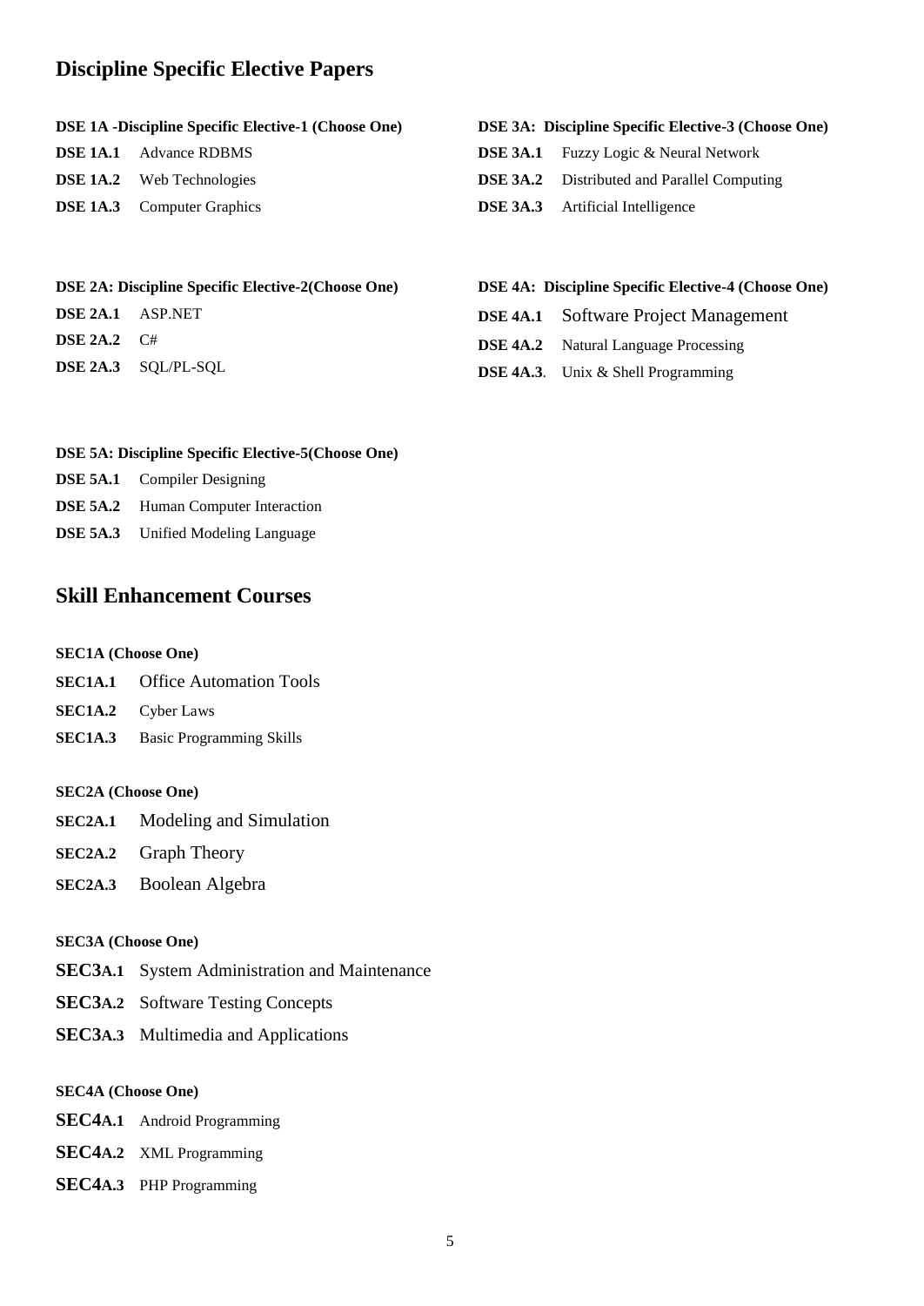## Discipline Specific Elective Papers

**DSE 1A -Discipline Specific Elective-1 (Choose One)**

**DSE 1A.1** Advance RDBMS

**DSE 1A.2** Web Technologies

**DSE 1A.3** Computer Graphics

**DSE 2A: Discipline Specific Elective-2(Choose One)**

**DSE 2A.1** ASP.NET

**DSE 2A.2** C#

**DSE 2A.3** SQL/PL-SQL

**DSE 3A: Discipline Specific Elective-3 (Choose One)**

**DSE 3A.1** Fuzzy Logic & Neural Network

**DSE 3A.2** Distributed and Parallel Computing

**DSE 3A.3** Artificial Intelligence

**DSE 4A: Discipline Specific Elective-4 (Choose One)**

**DSE 4A.1** Software Project Management

**DSE 4A.2** Natural Language Processing

**DSE 4A.3**. Unix & Shell Programming

**DSE 5A: Discipline Specific Elective-5(Choose One)**

**DSE 5A.1** Compiler Designing

**DSE 5A.2** Human Computer Interaction

**DSE 5A.3** Unified Modeling Language

## Skill Enhancement Courses

**SEC1A (Choose One)**

**SEC1A.1** Office Automation Tools

**SEC1A.2** Cyber Laws

**SEC1A.3** Basic Programming Skills

**SEC2A (Choose One)**

**SEC2A.1** Modeling and Simulation

**SEC2A.2** Graph Theory

**SEC2A.3** Boolean Algebra

**SEC3A (Choose One)**

**SEC3A.1** System Administration and Maintenance

**SEC3A.2** Software Testing Concepts

**SEC3A.3** Multimedia and Applications

**SEC4A (Choose One)**

**SEC4A.1** Android Programming

**SEC4A.2** XML Programming

**SEC4A.3** PHP Programming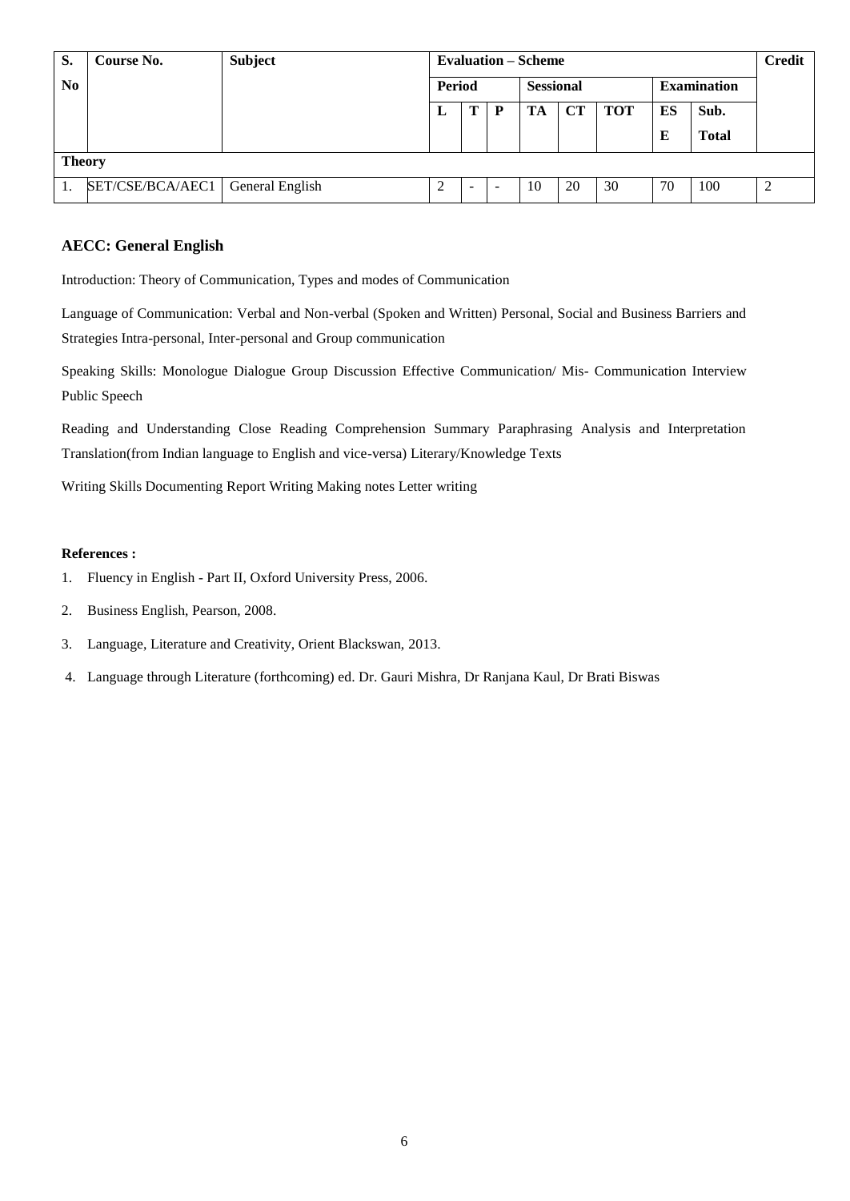| S. No | Course No. | Subject | Evaluation – Scheme | | | | | | | | Credit |
|---|---|---|---|---|---|---|---|---|---|---|---|
| | | | Period | | | Sessional | | | Examination | | |
| | | | L | T | P | TA | CT | TOT | ESE | Sub. Total | |
| **Theory** | | | | | | | | | | | |
| 1. | SET/CSE/BCA/AEC1 | General English | 2 | - | - | 10 | 20 | 30 | 70 | 100 | 2 |

### AECC: General English

Introduction: Theory of Communication, Types and modes of Communication

Language of Communication: Verbal and Non-verbal (Spoken and Written) Personal, Social and Business Barriers and Strategies Intra-personal, Inter-personal and Group communication

Speaking Skills: Monologue Dialogue Group Discussion Effective Communication/ Mis- Communication Interview Public Speech

Reading and Understanding Close Reading Comprehension Summary Paraphrasing Analysis and Interpretation Translation(from Indian language to English and vice-versa) Literary/Knowledge Texts

Writing Skills Documenting Report Writing Making notes Letter writing

**References :**

1. Fluency in English - Part II, Oxford University Press, 2006.
2. Business English, Pearson, 2008.
3. Language, Literature and Creativity, Orient Blackswan, 2013.
4. Language through Literature (forthcoming) ed. Dr. Gauri Mishra, Dr Ranjana Kaul, Dr Brati Biswas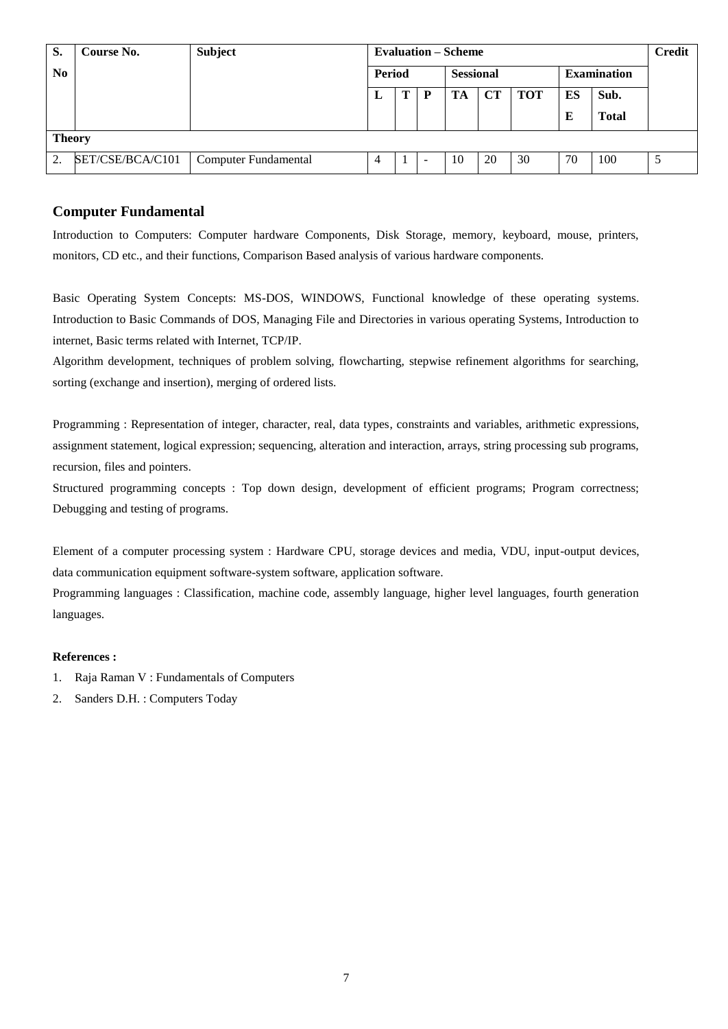| S. No | Course No. | Subject | Evaluation – Scheme | | | | | | | | Credit |
|---|---|---|---|---|---|---|---|---|---|---|---|
| | | | Period | | | Sessional | | | Examination | | |
| | | | L | T | P | TA | CT | TOT | ESE | Sub. Total | |
| **Theory** | | | | | | | | | | | |
| 2. | SET/CSE/BCA/C101 | Computer Fundamental | 4 | 1 | - | 10 | 20 | 30 | 70 | 100 | 5 |

## Computer Fundamental

Introduction to Computers: Computer hardware Components, Disk Storage, memory, keyboard, mouse, printers, monitors, CD etc., and their functions, Comparison Based analysis of various hardware components.

Basic Operating System Concepts: MS-DOS, WINDOWS, Functional knowledge of these operating systems. Introduction to Basic Commands of DOS, Managing File and Directories in various operating Systems, Introduction to internet, Basic terms related with Internet, TCP/IP.

Algorithm development, techniques of problem solving, flowcharting, stepwise refinement algorithms for searching, sorting (exchange and insertion), merging of ordered lists.

Programming : Representation of integer, character, real, data types, constraints and variables, arithmetic expressions, assignment statement, logical expression; sequencing, alteration and interaction, arrays, string processing sub programs, recursion, files and pointers.

Structured programming concepts : Top down design, development of efficient programs; Program correctness; Debugging and testing of programs.

Element of a computer processing system : Hardware CPU, storage devices and media, VDU, input-output devices, data communication equipment software-system software, application software.

Programming languages : Classification, machine code, assembly language, higher level languages, fourth generation languages.

**References :**

1. Raja Raman V : Fundamentals of Computers
2. Sanders D.H. : Computers Today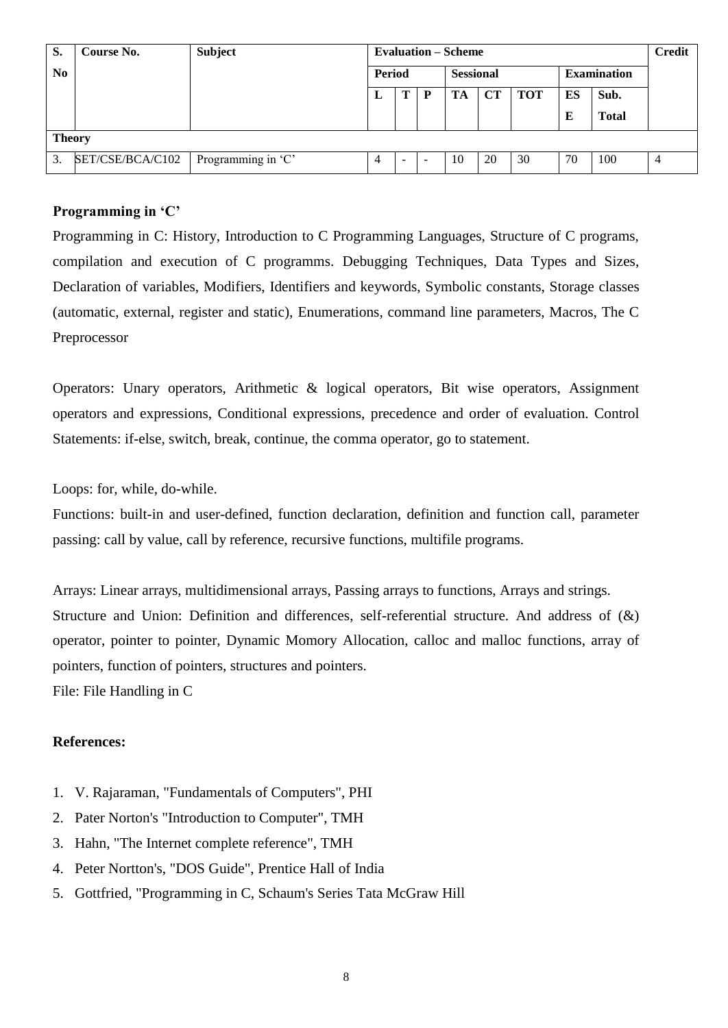| S. No | Course No. | Subject | Evaluation – Scheme | | | | | | | | Credit |
|---|---|---|---|---|---|---|---|---|---|---|---|
| | | | Period | | | Sessional | | | Examination | | |
| | | | L | T | P | TA | CT | TOT | ESE | Sub. Total | |
| **Theory** | | | | | | | | | | | |
| 3. | SET/CSE/BCA/C102 | Programming in 'C' | 4 | - | - | 10 | 20 | 30 | 70 | 100 | 4 |

### Programming in 'C'

Programming in C: History, Introduction to C Programming Languages, Structure of C programs, compilation and execution of C programms. Debugging Techniques, Data Types and Sizes, Declaration of variables, Modifiers, Identifiers and keywords, Symbolic constants, Storage classes (automatic, external, register and static), Enumerations, command line parameters, Macros, The C Preprocessor

Operators: Unary operators, Arithmetic & logical operators, Bit wise operators, Assignment operators and expressions, Conditional expressions, precedence and order of evaluation. Control Statements: if-else, switch, break, continue, the comma operator, go to statement.

Loops: for, while, do-while.

Functions: built-in and user-defined, function declaration, definition and function call, parameter passing: call by value, call by reference, recursive functions, multifile programs.

Arrays: Linear arrays, multidimensional arrays, Passing arrays to functions, Arrays and strings.

Structure and Union: Definition and differences, self-referential structure. And address of (&) operator, pointer to pointer, Dynamic Momory Allocation, calloc and malloc functions, array of pointers, function of pointers, structures and pointers.

File: File Handling in C

### References:

1. V. Rajaraman, "Fundamentals of Computers", PHI
2. Pater Norton's "Introduction to Computer", TMH
3. Hahn, "The Internet complete reference", TMH
4. Peter Nortton's, "DOS Guide", Prentice Hall of India
5. Gottfried, "Programming in C, Schaum's Series Tata McGraw Hill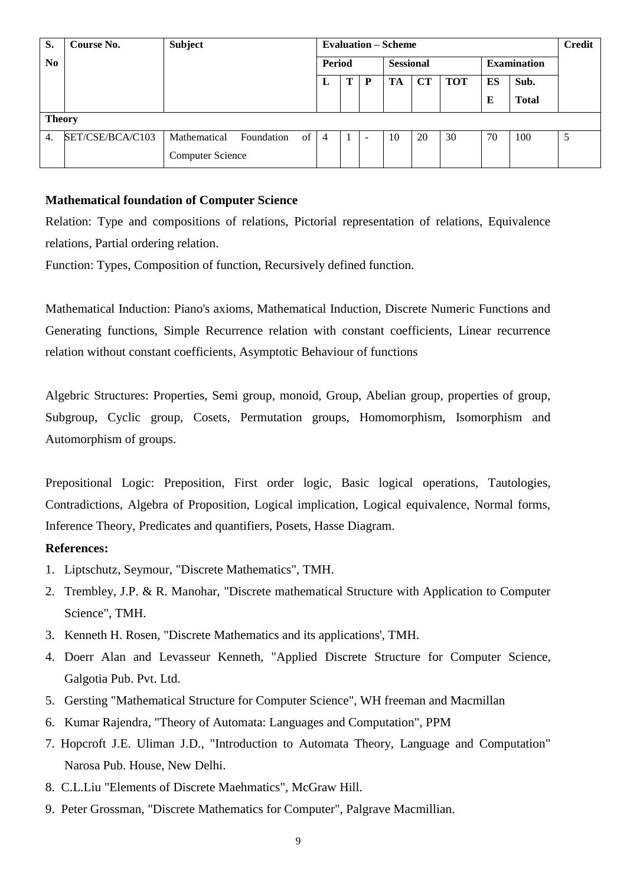| S. No | Course No. | Subject | Evaluation – Scheme | | | | | | | | Credit |
|---|---|---|---|---|---|---|---|---|---|---|---|
| | | | Period | | | Sessional | | | Examination | | |
| | | | L | T | P | TA | CT | TOT | ESE | Sub. Total | |
| **Theory** | | | | | | | | | | | |
| 4. | SET/CSE/BCA/C103 | Mathematical Foundation of Computer Science | 4 | 1 | - | 10 | 20 | 30 | 70 | 100 | 5 |

**Mathematical foundation of Computer Science**

Relation: Type and compositions of relations, Pictorial representation of relations, Equivalence relations, Partial ordering relation.

Function: Types, Composition of function, Recursively defined function.

Mathematical Induction: Piano's axioms, Mathematical Induction, Discrete Numeric Functions and Generating functions, Simple Recurrence relation with constant coefficients, Linear recurrence relation without constant coefficients, Asymptotic Behaviour of functions

Algebric Structures: Properties, Semi group, monoid, Group, Abelian group, properties of group, Subgroup, Cyclic group, Cosets, Permutation groups, Homomorphism, Isomorphism and Automorphism of groups.

Prepositional Logic: Preposition, First order logic, Basic logical operations, Tautologies, Contradictions, Algebra of Proposition, Logical implication, Logical equivalence, Normal forms, Inference Theory, Predicates and quantifiers, Posets, Hasse Diagram.

**References:**

1. Liptschutz, Seymour, "Discrete Mathematics", TMH.
2. Trembley, J.P. & R. Manohar, "Discrete mathematical Structure with Application to Computer Science", TMH.
3. Kenneth H. Rosen, "Discrete Mathematics and its applications', TMH.
4. Doerr Alan and Levasseur Kenneth, "Applied Discrete Structure for Computer Science, Galgotia Pub. Pvt. Ltd.
5. Gersting "Mathematical Structure for Computer Science", WH freeman and Macmillan
6. Kumar Rajendra, "Theory of Automata: Languages and Computation", PPM
7. Hopcroft J.E. Uliman J.D., "Introduction to Automata Theory, Language and Computation" Narosa Pub. House, New Delhi.
8. C.L.Liu "Elements of Discrete Maehmatics", McGraw Hill.
9. Peter Grossman, "Discrete Mathematics for Computer", Palgrave Macmillian.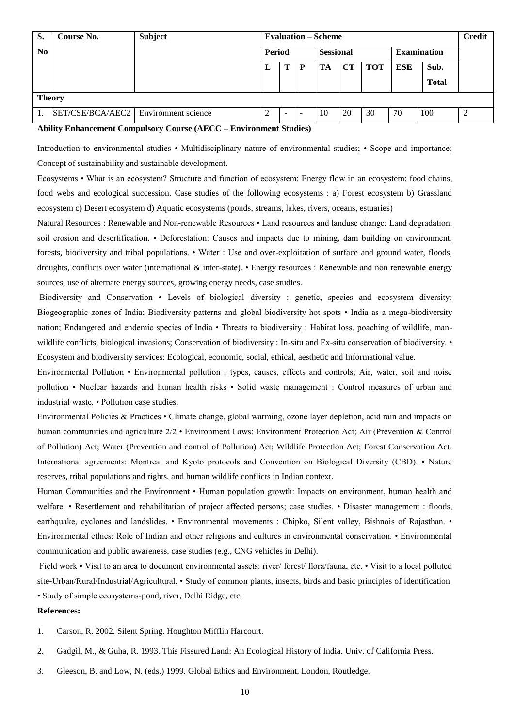| S. No | Course No. | Subject | Evaluation – Scheme | | | | | | | | Credit |
|---|---|---|---|---|---|---|---|---|---|---|---|
| | | | Period | | | Sessional | | | Examination | | |
| | | | L | T | P | TA | CT | TOT | ESE | Sub. Total | |
| **Theory** | | | | | | | | | | | |
| 1. | SET/CSE/BCA/AEC2 | Environment science | 2 | - | - | 10 | 20 | 30 | 70 | 100 | 2 |

**Ability Enhancement Compulsory Course (AECC – Environment Studies)**

Introduction to environmental studies • Multidisciplinary nature of environmental studies; • Scope and importance; Concept of sustainability and sustainable development.

Ecosystems • What is an ecosystem? Structure and function of ecosystem; Energy flow in an ecosystem: food chains, food webs and ecological succession. Case studies of the following ecosystems : a) Forest ecosystem b) Grassland ecosystem c) Desert ecosystem d) Aquatic ecosystems (ponds, streams, lakes, rivers, oceans, estuaries)

Natural Resources : Renewable and Non-renewable Resources • Land resources and landuse change; Land degradation, soil erosion and desertification. • Deforestation: Causes and impacts due to mining, dam building on environment, forests, biodiversity and tribal populations. • Water : Use and over-exploitation of surface and ground water, floods, droughts, conflicts over water (international & inter-state). • Energy resources : Renewable and non renewable energy sources, use of alternate energy sources, growing energy needs, case studies.

Biodiversity and Conservation • Levels of biological diversity : genetic, species and ecosystem diversity; Biogeographic zones of India; Biodiversity patterns and global biodiversity hot spots • India as a mega-biodiversity nation; Endangered and endemic species of India • Threats to biodiversity : Habitat loss, poaching of wildlife, man-wildlife conflicts, biological invasions; Conservation of biodiversity : In-situ and Ex-situ conservation of biodiversity. • Ecosystem and biodiversity services: Ecological, economic, social, ethical, aesthetic and Informational value.

Environmental Pollution • Environmental pollution : types, causes, effects and controls; Air, water, soil and noise pollution • Nuclear hazards and human health risks • Solid waste management : Control measures of urban and industrial waste. • Pollution case studies.

Environmental Policies & Practices • Climate change, global warming, ozone layer depletion, acid rain and impacts on human communities and agriculture 2/2 • Environment Laws: Environment Protection Act; Air (Prevention & Control of Pollution) Act; Water (Prevention and control of Pollution) Act; Wildlife Protection Act; Forest Conservation Act. International agreements: Montreal and Kyoto protocols and Convention on Biological Diversity (CBD). • Nature reserves, tribal populations and rights, and human wildlife conflicts in Indian context.

Human Communities and the Environment • Human population growth: Impacts on environment, human health and welfare. • Resettlement and rehabilitation of project affected persons; case studies. • Disaster management : floods, earthquake, cyclones and landslides. • Environmental movements : Chipko, Silent valley, Bishnois of Rajasthan. • Environmental ethics: Role of Indian and other religions and cultures in environmental conservation. • Environmental communication and public awareness, case studies (e.g., CNG vehicles in Delhi).

Field work • Visit to an area to document environmental assets: river/ forest/ flora/fauna, etc. • Visit to a local polluted site-Urban/Rural/Industrial/Agricultural. • Study of common plants, insects, birds and basic principles of identification. • Study of simple ecosystems-pond, river, Delhi Ridge, etc.

**References:**

1. Carson, R. 2002. Silent Spring. Houghton Mifflin Harcourt.
2. Gadgil, M., & Guha, R. 1993. This Fissured Land: An Ecological History of India. Univ. of California Press.
3. Gleeson, B. and Low, N. (eds.) 1999. Global Ethics and Environment, London, Routledge.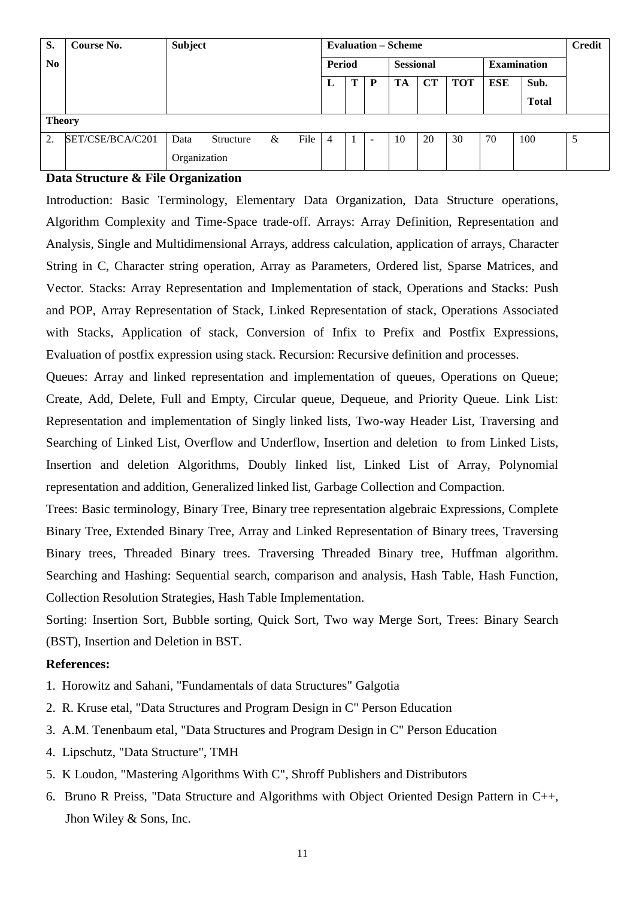| S. No | Course No. | Subject | Evaluation – Scheme | | | | | | | | Credit |
|---|---|---|---|---|---|---|---|---|---|---|---|
| | | | Period | | | Sessional | | | Examination | | |
| | | | L | T | P | TA | CT | TOT | ESE | Sub. Total | |
| **Theory** | | | | | | | | | | | |
| 2. | SET/CSE/BCA/C201 | Data Structure & File Organization | 4 | 1 | - | 10 | 20 | 30 | 70 | 100 | 5 |

**Data Structure & File Organization**

Introduction: Basic Terminology, Elementary Data Organization, Data Structure operations, Algorithm Complexity and Time-Space trade-off. Arrays: Array Definition, Representation and Analysis, Single and Multidimensional Arrays, address calculation, application of arrays, Character String in C, Character string operation, Array as Parameters, Ordered list, Sparse Matrices, and Vector. Stacks: Array Representation and Implementation of stack, Operations and Stacks: Push and POP, Array Representation of Stack, Linked Representation of stack, Operations Associated with Stacks, Application of stack, Conversion of Infix to Prefix and Postfix Expressions, Evaluation of postfix expression using stack. Recursion: Recursive definition and processes.

Queues: Array and linked representation and implementation of queues, Operations on Queue; Create, Add, Delete, Full and Empty, Circular queue, Dequeue, and Priority Queue. Link List: Representation and implementation of Singly linked lists, Two-way Header List, Traversing and Searching of Linked List, Overflow and Underflow, Insertion and deletion to from Linked Lists, Insertion and deletion Algorithms, Doubly linked list, Linked List of Array, Polynomial representation and addition, Generalized linked list, Garbage Collection and Compaction.

Trees: Basic terminology, Binary Tree, Binary tree representation algebraic Expressions, Complete Binary Tree, Extended Binary Tree, Array and Linked Representation of Binary trees, Traversing Binary trees, Threaded Binary trees. Traversing Threaded Binary tree, Huffman algorithm. Searching and Hashing: Sequential search, comparison and analysis, Hash Table, Hash Function, Collection Resolution Strategies, Hash Table Implementation.

Sorting: Insertion Sort, Bubble sorting, Quick Sort, Two way Merge Sort, Trees: Binary Search (BST), Insertion and Deletion in BST.

**References:**

1. Horowitz and Sahani, "Fundamentals of data Structures" Galgotia
2. R. Kruse etal, "Data Structures and Program Design in C" Person Education
3. A.M. Tenenbaum etal, "Data Structures and Program Design in C" Person Education
4. Lipschutz, "Data Structure", TMH
5. K Loudon, "Mastering Algorithms With C", Shroff Publishers and Distributors
6. Bruno R Preiss, "Data Structure and Algorithms with Object Oriented Design Pattern in C++, Jhon Wiley & Sons, Inc.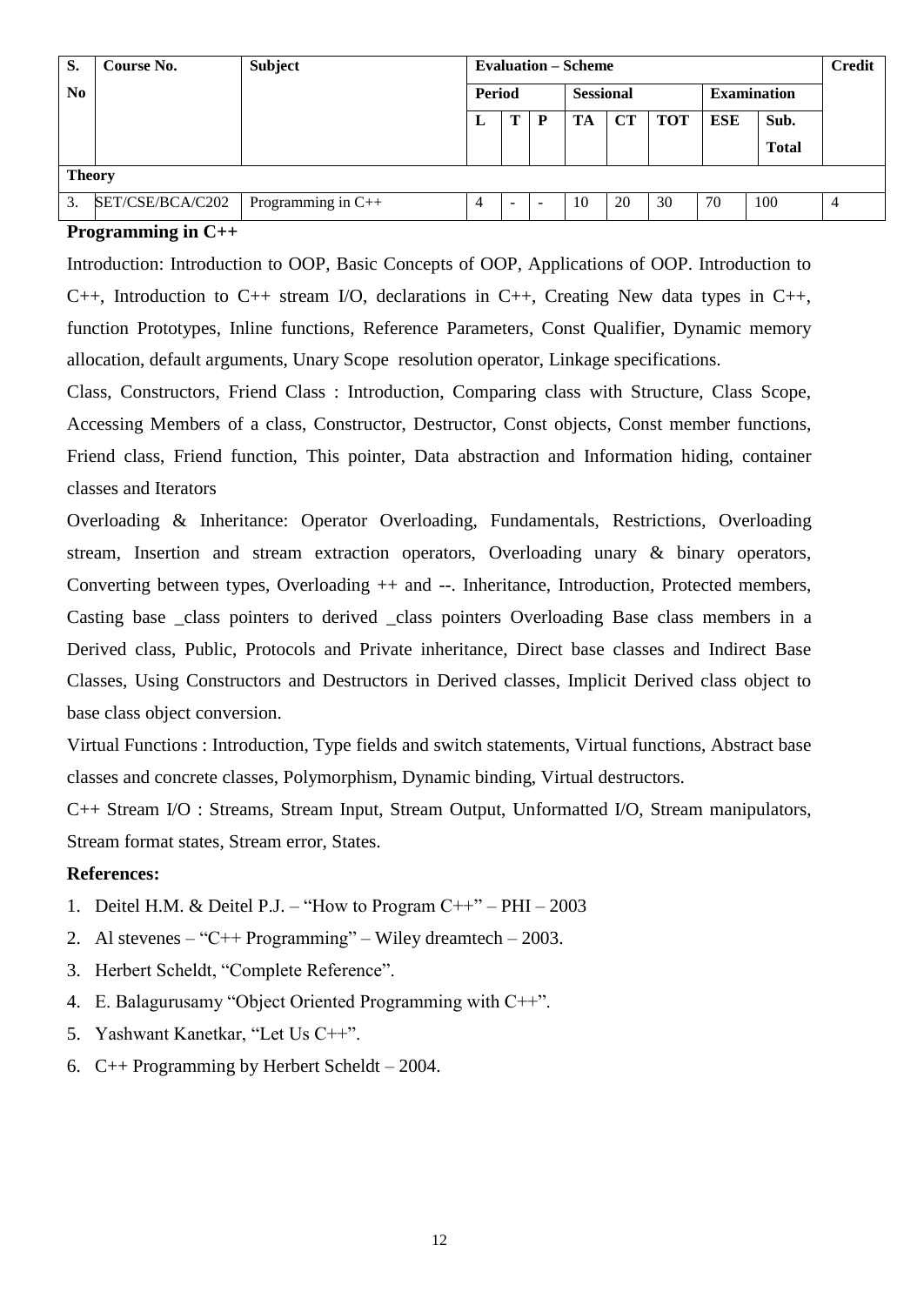| S. No | Course No. | Subject | Evaluation – Scheme | | | | | | | | Credit |
|---|---|---|---|---|---|---|---|---|---|---|---|
| | | | Period | | | Sessional | | | Examination | | |
| | | | L | T | P | TA | CT | TOT | ESE | Sub. Total | |
| **Theory** | | | | | | | | | | | |
| 3. | SET/CSE/BCA/C202 | Programming in C++ | 4 | - | - | 10 | 20 | 30 | 70 | 100 | 4 |

**Programming in C++**

Introduction: Introduction to OOP, Basic Concepts of OOP, Applications of OOP. Introduction to C++, Introduction to C++ stream I/O, declarations in C++, Creating New data types in C++, function Prototypes, Inline functions, Reference Parameters, Const Qualifier, Dynamic memory allocation, default arguments, Unary Scope resolution operator, Linkage specifications.

Class, Constructors, Friend Class : Introduction, Comparing class with Structure, Class Scope, Accessing Members of a class, Constructor, Destructor, Const objects, Const member functions, Friend class, Friend function, This pointer, Data abstraction and Information hiding, container classes and Iterators

Overloading & Inheritance: Operator Overloading, Fundamentals, Restrictions, Overloading stream, Insertion and stream extraction operators, Overloading unary & binary operators, Converting between types, Overloading ++ and --. Inheritance, Introduction, Protected members, Casting base _class pointers to derived _class pointers Overloading Base class members in a Derived class, Public, Protocols and Private inheritance, Direct base classes and Indirect Base Classes, Using Constructors and Destructors in Derived classes, Implicit Derived class object to base class object conversion.

Virtual Functions : Introduction, Type fields and switch statements, Virtual functions, Abstract base classes and concrete classes, Polymorphism, Dynamic binding, Virtual destructors.

C++ Stream I/O : Streams, Stream Input, Stream Output, Unformatted I/O, Stream manipulators, Stream format states, Stream error, States.

**References:**

1. Deitel H.M. & Deitel P.J. – "How to Program C++" – PHI – 2003
2. Al stevenes – "C++ Programming" – Wiley dreamtech – 2003.
3. Herbert Scheldt, "Complete Reference".
4. E. Balagurusamy "Object Oriented Programming with C++".
5. Yashwant Kanetkar, "Let Us C++".
6. C++ Programming by Herbert Scheldt – 2004.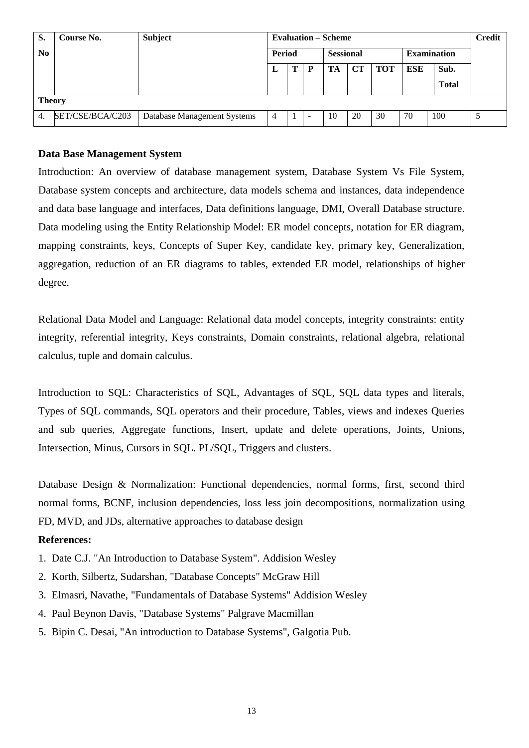| S. No | Course No. | Subject | Evaluation – Scheme | | | | | | | | Credit |
|---|---|---|---|---|---|---|---|---|---|---|---|
| | | | Period | | | Sessional | | | Examination | | |
| | | | L | T | P | TA | CT | TOT | ESE | Sub. Total | |
| **Theory** | | | | | | | | | | | |
| 4. | SET/CSE/BCA/C203 | Database Management Systems | 4 | 1 | - | 10 | 20 | 30 | 70 | 100 | 5 |

**Data Base Management System**

Introduction: An overview of database management system, Database System Vs File System, Database system concepts and architecture, data models schema and instances, data independence and data base language and interfaces, Data definitions language, DMI, Overall Database structure. Data modeling using the Entity Relationship Model: ER model concepts, notation for ER diagram, mapping constraints, keys, Concepts of Super Key, candidate key, primary key, Generalization, aggregation, reduction of an ER diagrams to tables, extended ER model, relationships of higher degree.

Relational Data Model and Language: Relational data model concepts, integrity constraints: entity integrity, referential integrity, Keys constraints, Domain constraints, relational algebra, relational calculus, tuple and domain calculus.

Introduction to SQL: Characteristics of SQL, Advantages of SQL, SQL data types and literals, Types of SQL commands, SQL operators and their procedure, Tables, views and indexes Queries and sub queries, Aggregate functions, Insert, update and delete operations, Joints, Unions, Intersection, Minus, Cursors in SQL. PL/SQL, Triggers and clusters.

Database Design & Normalization: Functional dependencies, normal forms, first, second third normal forms, BCNF, inclusion dependencies, loss less join decompositions, normalization using FD, MVD, and JDs, alternative approaches to database design

**References:**

1. Date C.J. "An Introduction to Database System". Addision Wesley
2. Korth, Silbertz, Sudarshan, "Database Concepts" McGraw Hill
3. Elmasri, Navathe, "Fundamentals of Database Systems" Addision Wesley
4. Paul Beynon Davis, "Database Systems" Palgrave Macmillan
5. Bipin C. Desai, "An introduction to Database Systems", Galgotia Pub.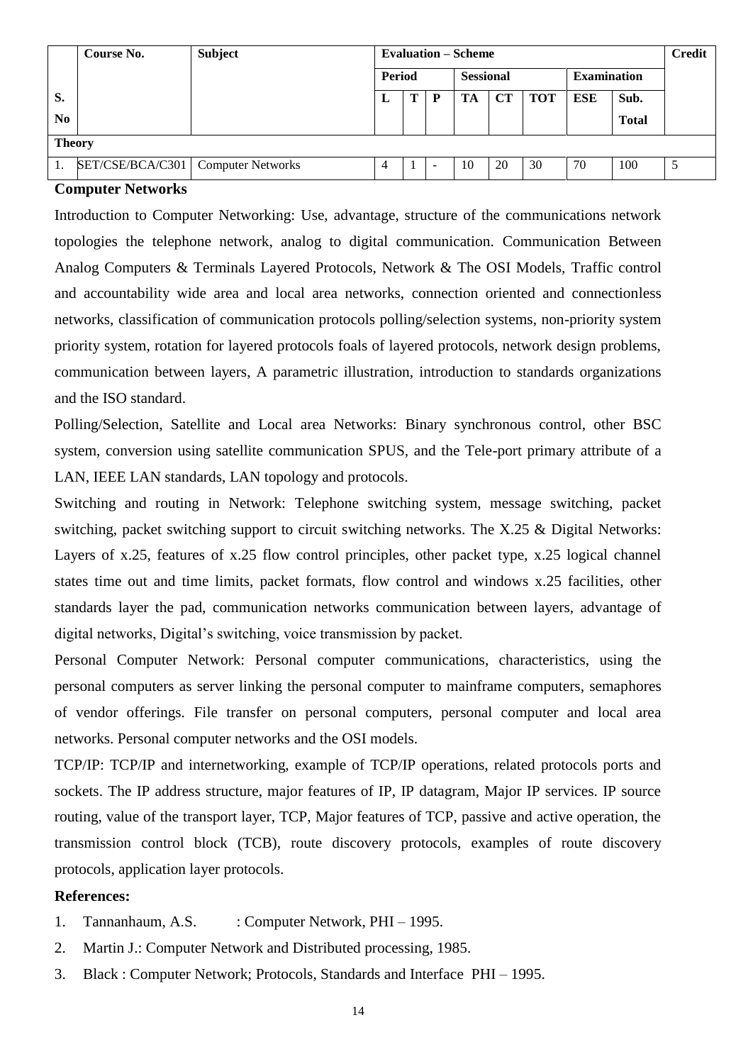| S. No | Course No. | Subject | Evaluation – Scheme | | | | | | | | Credit |
|---|---|---|---|---|---|---|---|---|---|---|---|
| | | | Period | | | Sessional | | | Examination | | |
| | | | L | T | P | TA | CT | TOT | ESE | Sub. Total | |
| **Theory** | | | | | | | | | | | |
| 1. | SET/CSE/BCA/C301 | Computer Networks | 4 | 1 | - | 10 | 20 | 30 | 70 | 100 | 5 |

**Computer Networks**

Introduction to Computer Networking: Use, advantage, structure of the communications network topologies the telephone network, analog to digital communication. Communication Between Analog Computers & Terminals Layered Protocols, Network & The OSI Models, Traffic control and accountability wide area and local area networks, connection oriented and connectionless networks, classification of communication protocols polling/selection systems, non-priority system priority system, rotation for layered protocols foals of layered protocols, network design problems, communication between layers, A parametric illustration, introduction to standards organizations and the ISO standard.

Polling/Selection, Satellite and Local area Networks: Binary synchronous control, other BSC system, conversion using satellite communication SPUS, and the Tele-port primary attribute of a LAN, IEEE LAN standards, LAN topology and protocols.

Switching and routing in Network: Telephone switching system, message switching, packet switching, packet switching support to circuit switching networks. The X.25 & Digital Networks: Layers of x.25, features of x.25 flow control principles, other packet type, x.25 logical channel states time out and time limits, packet formats, flow control and windows x.25 facilities, other standards layer the pad, communication networks communication between layers, advantage of digital networks, Digital's switching, voice transmission by packet.

Personal Computer Network: Personal computer communications, characteristics, using the personal computers as server linking the personal computer to mainframe computers, semaphores of vendor offerings. File transfer on personal computers, personal computer and local area networks. Personal computer networks and the OSI models.

TCP/IP: TCP/IP and internetworking, example of TCP/IP operations, related protocols ports and sockets. The IP address structure, major features of IP, IP datagram, Major IP services. IP source routing, value of the transport layer, TCP, Major features of TCP, passive and active operation, the transmission control block (TCB), route discovery protocols, examples of route discovery protocols, application layer protocols.

**References:**

1. Tannanhaum, A.S. : Computer Network, PHI – 1995.
2. Martin J.: Computer Network and Distributed processing, 1985.
3. Black : Computer Network; Protocols, Standards and Interface PHI – 1995.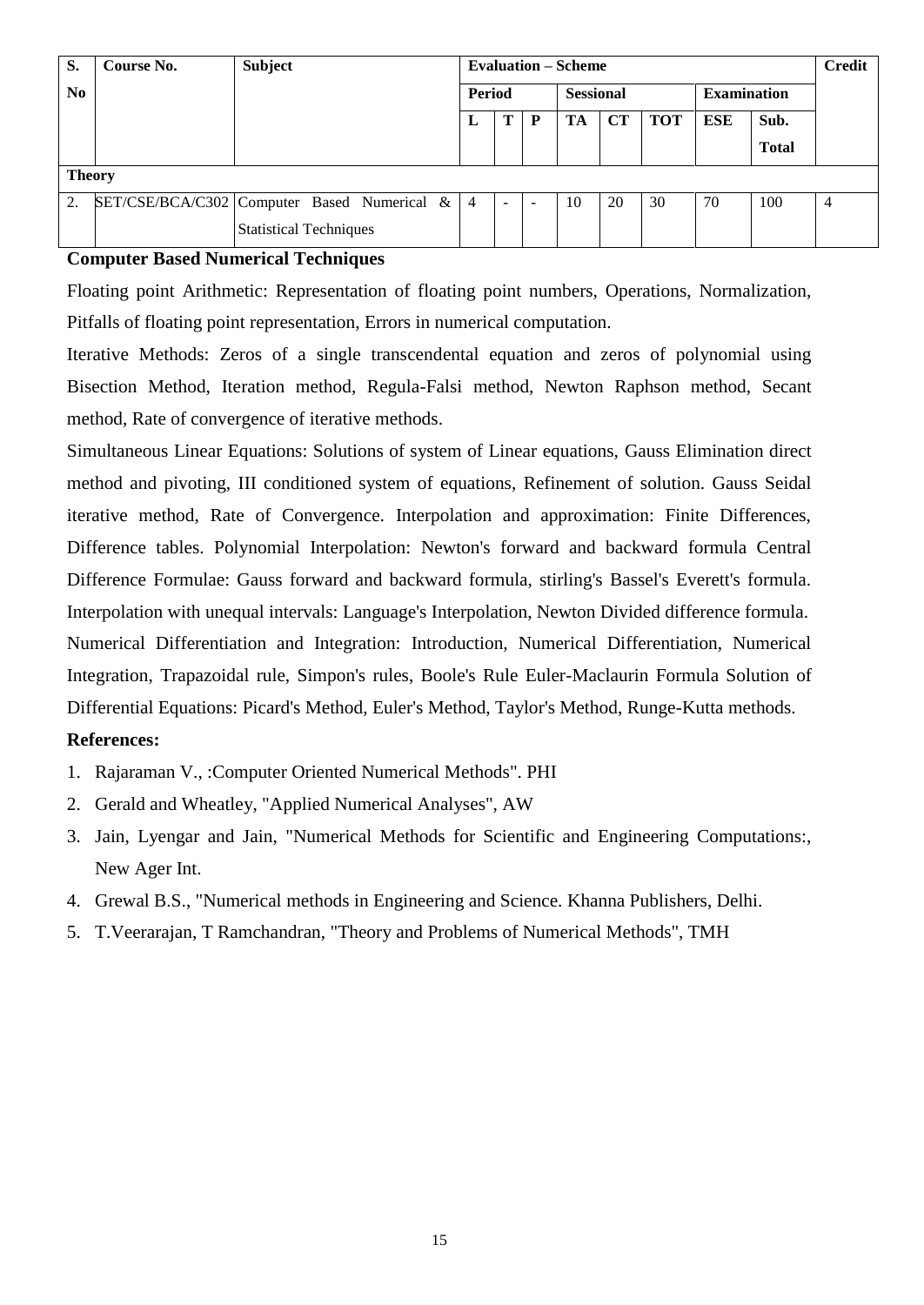| S. No | Course No. | Subject | Evaluation – Scheme | | | | | | | | Credit |
|---|---|---|---|---|---|---|---|---|---|---|---|
| | | | Period | | | Sessional | | | Examination | | |
| | | | L | T | P | TA | CT | TOT | ESE | Sub. Total | |
| **Theory** | | | | | | | | | | | |
| 2. | SET/CSE/BCA/C302 | Computer Based Numerical & Statistical Techniques | 4 | - | - | 10 | 20 | 30 | 70 | 100 | 4 |

**Computer Based Numerical Techniques**

Floating point Arithmetic: Representation of floating point numbers, Operations, Normalization, Pitfalls of floating point representation, Errors in numerical computation.

Iterative Methods: Zeros of a single transcendental equation and zeros of polynomial using Bisection Method, Iteration method, Regula-Falsi method, Newton Raphson method, Secant method, Rate of convergence of iterative methods.

Simultaneous Linear Equations: Solutions of system of Linear equations, Gauss Elimination direct method and pivoting, III conditioned system of equations, Refinement of solution. Gauss Seidal iterative method, Rate of Convergence. Interpolation and approximation: Finite Differences, Difference tables. Polynomial Interpolation: Newton's forward and backward formula Central Difference Formulae: Gauss forward and backward formula, stirling's Bassel's Everett's formula. Interpolation with unequal intervals: Language's Interpolation, Newton Divided difference formula. Numerical Differentiation and Integration: Introduction, Numerical Differentiation, Numerical Integration, Trapazoidal rule, Simpon's rules, Boole's Rule Euler-Maclaurin Formula Solution of Differential Equations: Picard's Method, Euler's Method, Taylor's Method, Runge-Kutta methods.

**References:**

1. Rajaraman V., :Computer Oriented Numerical Methods". PHI
2. Gerald and Wheatley, "Applied Numerical Analyses", AW
3. Jain, Lyengar and Jain, "Numerical Methods for Scientific and Engineering Computations:, New Ager Int.
4. Grewal B.S., "Numerical methods in Engineering and Science. Khanna Publishers, Delhi.
5. T.Veerarajan, T Ramchandran, "Theory and Problems of Numerical Methods", TMH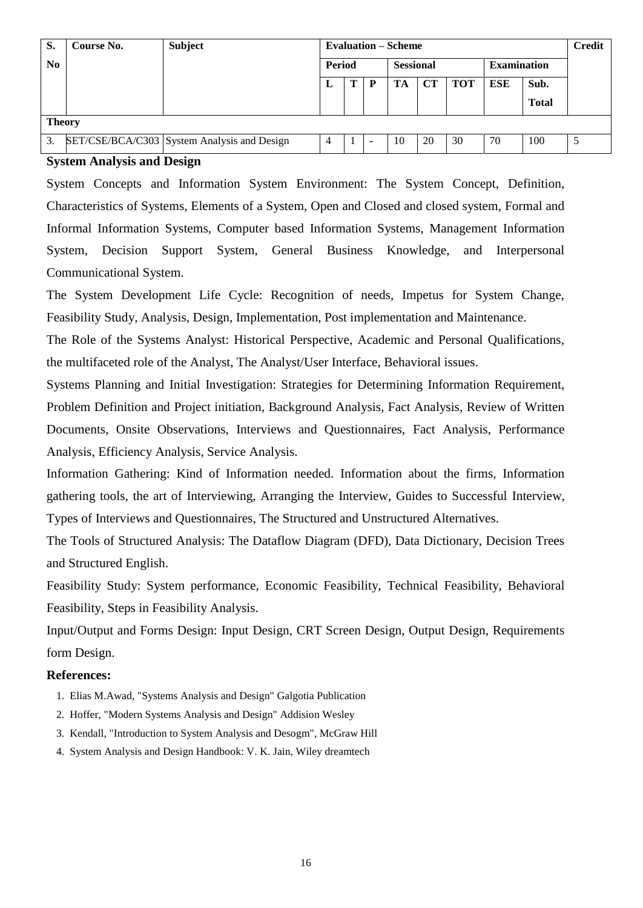| S. No | Course No. | Subject | Evaluation – Scheme | | | | | | | | Credit |
|---|---|---|---|---|---|---|---|---|---|---|---|
| | | | Period | | | Sessional | | | Examination | | |
| | | | L | T | P | TA | CT | TOT | ESE | Sub. Total | |
| **Theory** | | | | | | | | | | | |
| 3. | SET/CSE/BCA/C303 | System Analysis and Design | 4 | 1 | - | 10 | 20 | 30 | 70 | 100 | 5 |

### System Analysis and Design

System Concepts and Information System Environment: The System Concept, Definition, Characteristics of Systems, Elements of a System, Open and Closed and closed system, Formal and Informal Information Systems, Computer based Information Systems, Management Information System, Decision Support System, General Business Knowledge, and Interpersonal Communicational System.

The System Development Life Cycle: Recognition of needs, Impetus for System Change, Feasibility Study, Analysis, Design, Implementation, Post implementation and Maintenance.

The Role of the Systems Analyst: Historical Perspective, Academic and Personal Qualifications, the multifaceted role of the Analyst, The Analyst/User Interface, Behavioral issues.

Systems Planning and Initial Investigation: Strategies for Determining Information Requirement, Problem Definition and Project initiation, Background Analysis, Fact Analysis, Review of Written Documents, Onsite Observations, Interviews and Questionnaires, Fact Analysis, Performance Analysis, Efficiency Analysis, Service Analysis.

Information Gathering: Kind of Information needed. Information about the firms, Information gathering tools, the art of Interviewing, Arranging the Interview, Guides to Successful Interview, Types of Interviews and Questionnaires, The Structured and Unstructured Alternatives.

The Tools of Structured Analysis: The Dataflow Diagram (DFD), Data Dictionary, Decision Trees and Structured English.

Feasibility Study: System performance, Economic Feasibility, Technical Feasibility, Behavioral Feasibility, Steps in Feasibility Analysis.

Input/Output and Forms Design: Input Design, CRT Screen Design, Output Design, Requirements form Design.

### References:

1. Elias M.Awad, "Systems Analysis and Design" Galgotia Publication
2. Hoffer, "Modern Systems Analysis and Design" Addision Wesley
3. Kendall, "Introduction to System Analysis and Desogm", McGraw Hill
4. System Analysis and Design Handbook: V. K. Jain, Wiley dreamtech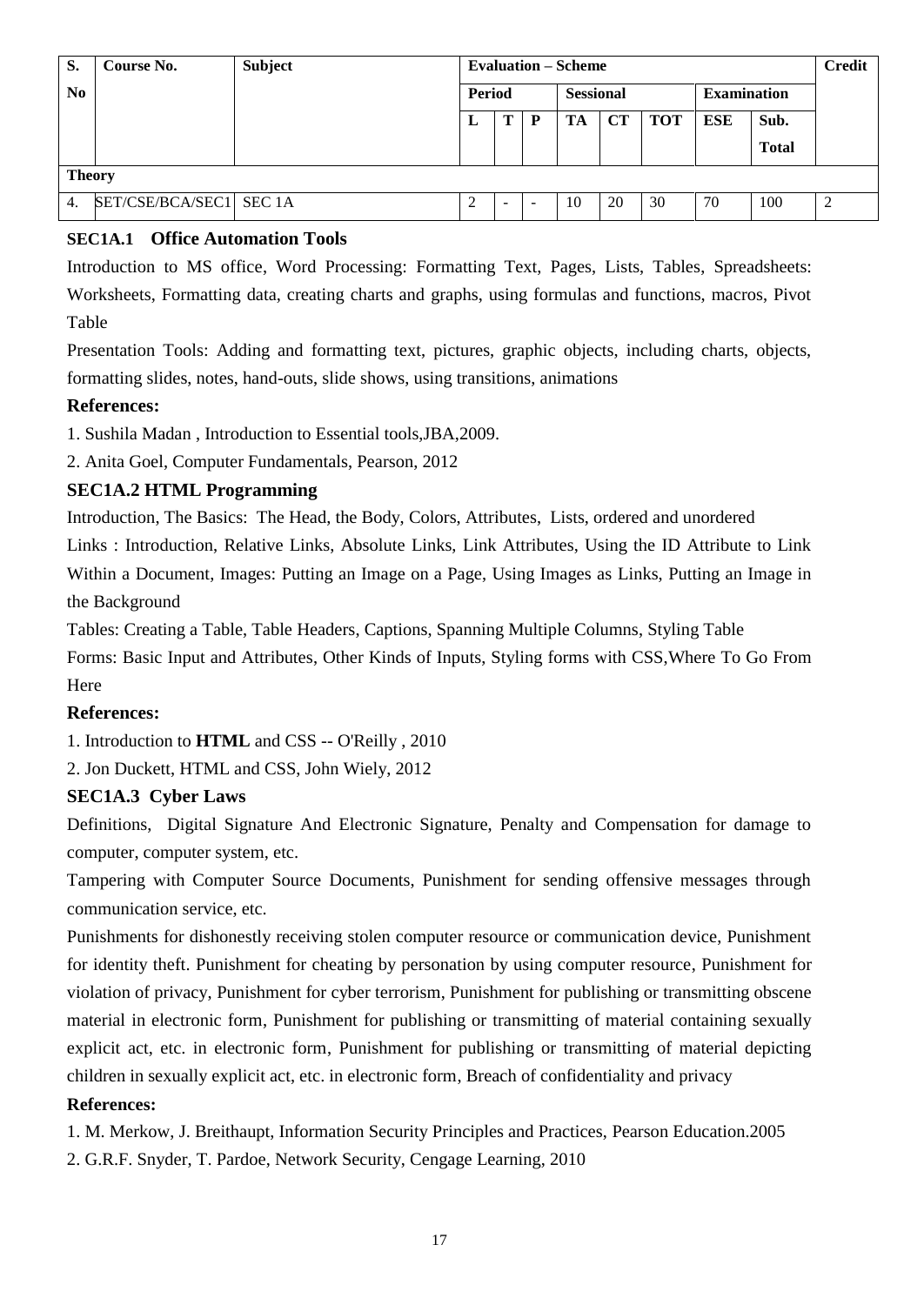| S. No | Course No. | Subject | Evaluation – Scheme | | | | | | | | Credit |
|---|---|---|---|---|---|---|---|---|---|---|---|
| | | | Period | | | Sessional | | | Examination | | |
| | | | L | T | P | TA | CT | TOT | ESE | Sub. Total | |
| **Theory** | | | | | | | | | | | |
| 4. | SET/CSE/BCA/SEC1 | SEC 1A | 2 | - | - | 10 | 20 | 30 | 70 | 100 | 2 |

### SEC1A.1 Office Automation Tools

Introduction to MS office, Word Processing: Formatting Text, Pages, Lists, Tables, Spreadsheets: Worksheets, Formatting data, creating charts and graphs, using formulas and functions, macros, Pivot Table

Presentation Tools: Adding and formatting text, pictures, graphic objects, including charts, objects, formatting slides, notes, hand-outs, slide shows, using transitions, animations

**References:**

1. Sushila Madan , Introduction to Essential tools,JBA,2009.
2. Anita Goel, Computer Fundamentals, Pearson, 2012

### SEC1A.2 HTML Programming

Introduction, The Basics: The Head, the Body, Colors, Attributes, Lists, ordered and unordered

Links : Introduction, Relative Links, Absolute Links, Link Attributes, Using the ID Attribute to Link Within a Document, Images: Putting an Image on a Page, Using Images as Links, Putting an Image in the Background

Tables: Creating a Table, Table Headers, Captions, Spanning Multiple Columns, Styling Table

Forms: Basic Input and Attributes, Other Kinds of Inputs, Styling forms with CSS,Where To Go From Here

**References:**

1. Introduction to **HTML** and CSS -- O'Reilly , 2010
2. Jon Duckett, HTML and CSS, John Wiely, 2012

### SEC1A.3 Cyber Laws

Definitions, Digital Signature And Electronic Signature, Penalty and Compensation for damage to computer, computer system, etc.

Tampering with Computer Source Documents, Punishment for sending offensive messages through communication service, etc.

Punishments for dishonestly receiving stolen computer resource or communication device, Punishment for identity theft. Punishment for cheating by personation by using computer resource, Punishment for violation of privacy, Punishment for cyber terrorism, Punishment for publishing or transmitting obscene material in electronic form, Punishment for publishing or transmitting of material containing sexually explicit act, etc. in electronic form, Punishment for publishing or transmitting of material depicting children in sexually explicit act, etc. in electronic form, Breach of confidentiality and privacy

**References:**

1. M. Merkow, J. Breithaupt, Information Security Principles and Practices, Pearson Education.2005
2. G.R.F. Snyder, T. Pardoe, Network Security, Cengage Learning, 2010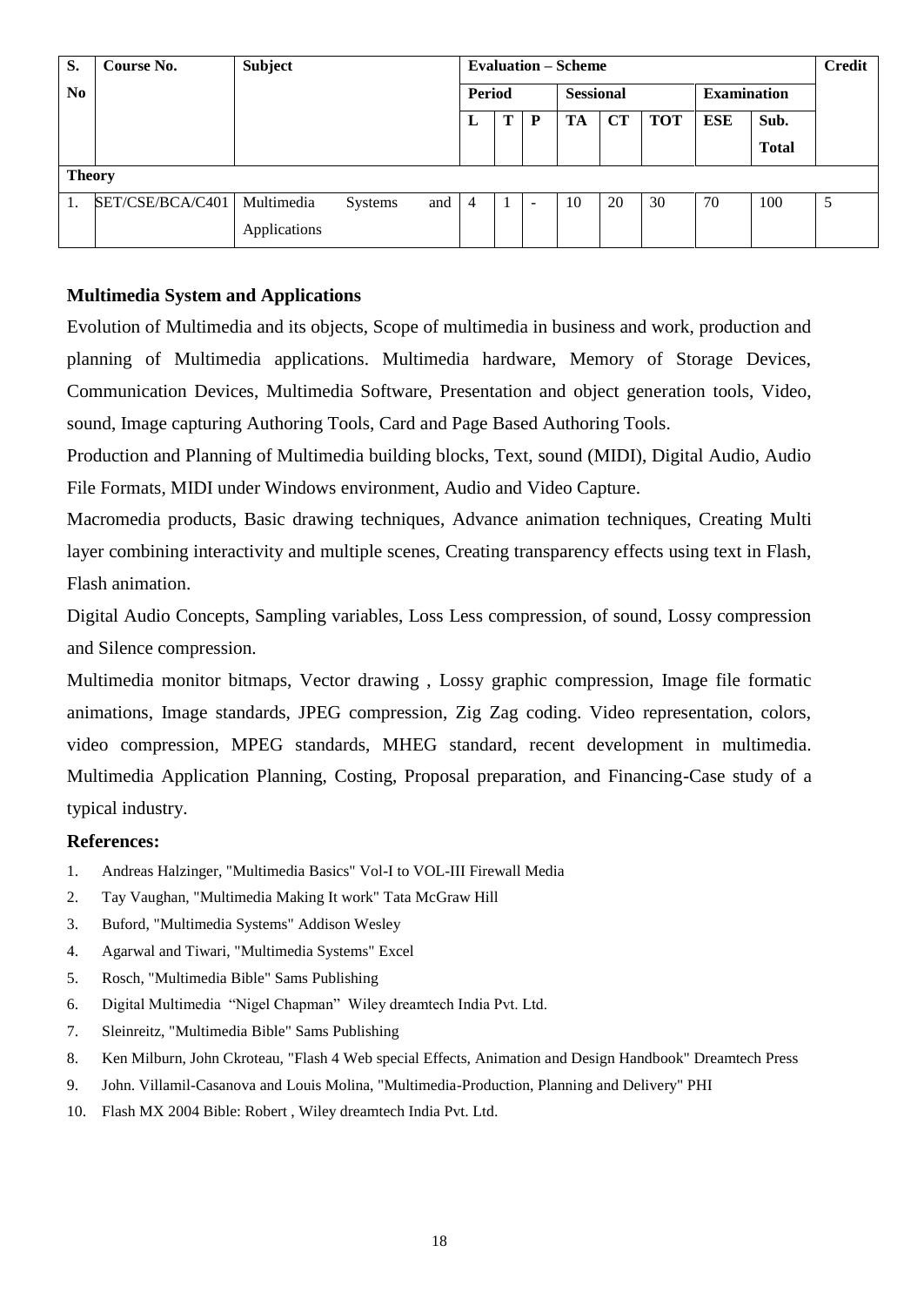| S. No | Course No. | Subject | Evaluation – Scheme | | | | | | | | Credit |
|---|---|---|---|---|---|---|---|---|---|---|---|
| | | | Period | | | Sessional | | | Examination | | |
| | | | L | T | P | TA | CT | TOT | ESE | Sub. Total | |
| **Theory** | | | | | | | | | | | |
| 1. | SET/CSE/BCA/C401 | Multimedia Systems and Applications | 4 | 1 | - | 10 | 20 | 30 | 70 | 100 | 5 |

### Multimedia System and Applications

Evolution of Multimedia and its objects, Scope of multimedia in business and work, production and planning of Multimedia applications. Multimedia hardware, Memory of Storage Devices, Communication Devices, Multimedia Software, Presentation and object generation tools, Video, sound, Image capturing Authoring Tools, Card and Page Based Authoring Tools.

Production and Planning of Multimedia building blocks, Text, sound (MIDI), Digital Audio, Audio File Formats, MIDI under Windows environment, Audio and Video Capture.

Macromedia products, Basic drawing techniques, Advance animation techniques, Creating Multi layer combining interactivity and multiple scenes, Creating transparency effects using text in Flash, Flash animation.

Digital Audio Concepts, Sampling variables, Loss Less compression, of sound, Lossy compression and Silence compression.

Multimedia monitor bitmaps, Vector drawing , Lossy graphic compression, Image file formatic animations, Image standards, JPEG compression, Zig Zag coding. Video representation, colors, video compression, MPEG standards, MHEG standard, recent development in multimedia. Multimedia Application Planning, Costing, Proposal preparation, and Financing-Case study of a typical industry.

### References:

1. Andreas Halzinger, "Multimedia Basics" Vol-I to VOL-III Firewall Media
2. Tay Vaughan, "Multimedia Making It work" Tata McGraw Hill
3. Buford, "Multimedia Systems" Addison Wesley
4. Agarwal and Tiwari, "Multimedia Systems" Excel
5. Rosch, "Multimedia Bible" Sams Publishing
6. Digital Multimedia "Nigel Chapman" Wiley dreamtech India Pvt. Ltd.
7. Sleinreitz, "Multimedia Bible" Sams Publishing
8. Ken Milburn, John Ckroteau, "Flash 4 Web special Effects, Animation and Design Handbook" Dreamtech Press
9. John. Villamil-Casanova and Louis Molina, "Multimedia-Production, Planning and Delivery" PHI
10. Flash MX 2004 Bible: Robert , Wiley dreamtech India Pvt. Ltd.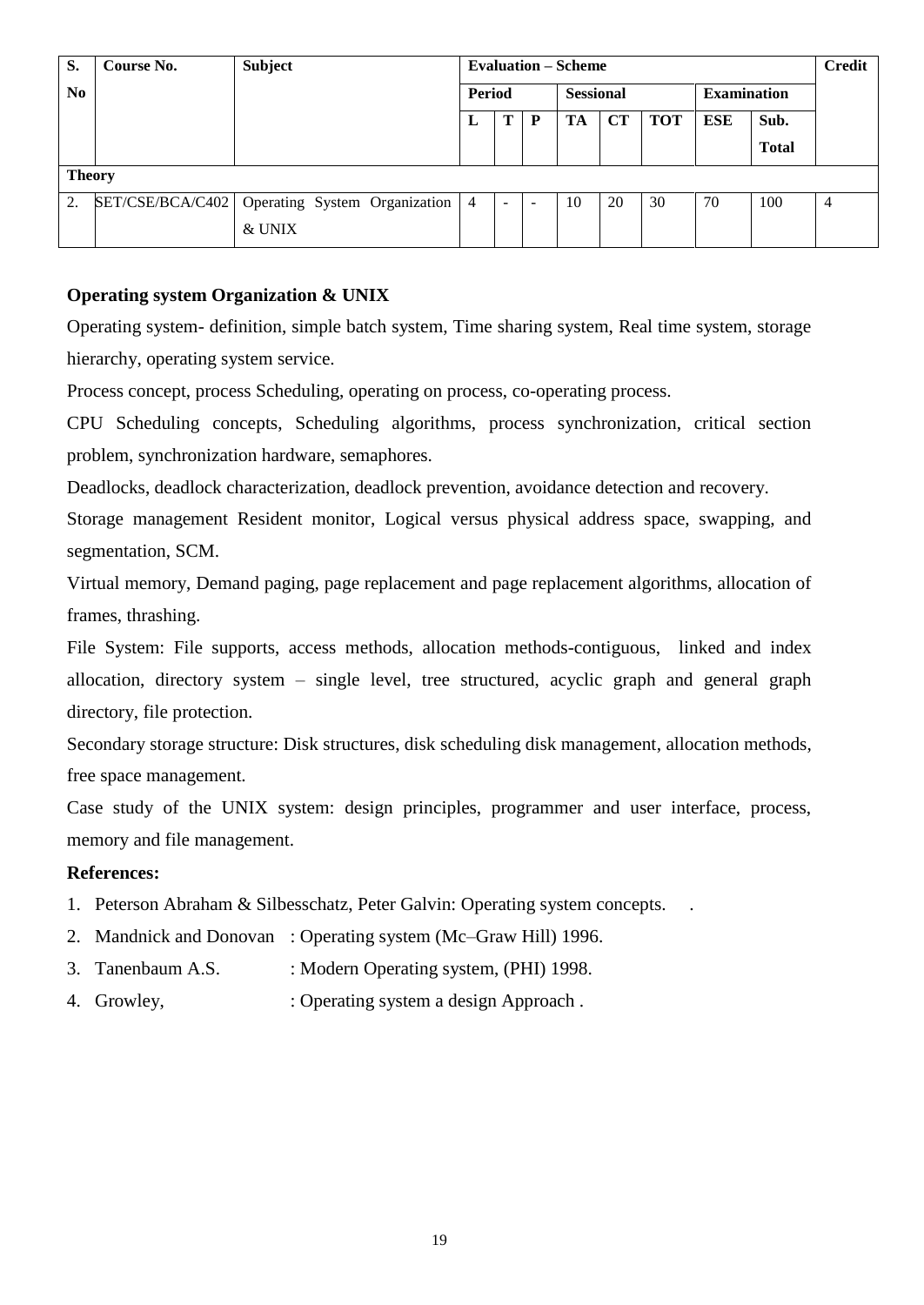| S. No | Course No. | Subject | Evaluation – Scheme | | | | | | | | Credit |
|---|---|---|---|---|---|---|---|---|---|---|---|
| | | | Period | | | Sessional | | | Examination | | |
| | | | L | T | P | TA | CT | TOT | ESE | Sub. Total | |
| **Theory** | | | | | | | | | | | |
| 2. | SET/CSE/BCA/C402 | Operating System Organization & UNIX | 4 | - | - | 10 | 20 | 30 | 70 | 100 | 4 |

### Operating system Organization & UNIX

Operating system- definition, simple batch system, Time sharing system, Real time system, storage hierarchy, operating system service.

Process concept, process Scheduling, operating on process, co-operating process.

CPU Scheduling concepts, Scheduling algorithms, process synchronization, critical section problem, synchronization hardware, semaphores.

Deadlocks, deadlock characterization, deadlock prevention, avoidance detection and recovery.

Storage management Resident monitor, Logical versus physical address space, swapping, and segmentation, SCM.

Virtual memory, Demand paging, page replacement and page replacement algorithms, allocation of frames, thrashing.

File System: File supports, access methods, allocation methods-contiguous, linked and index allocation, directory system – single level, tree structured, acyclic graph and general graph directory, file protection.

Secondary storage structure: Disk structures, disk scheduling disk management, allocation methods, free space management.

Case study of the UNIX system: design principles, programmer and user interface, process, memory and file management.

**References:**

1. Peterson Abraham & Silbesschatz, Peter Galvin: Operating system concepts. .
2. Mandnick and Donovan : Operating system (Mc–Graw Hill) 1996.
3. Tanenbaum A.S. : Modern Operating system, (PHI) 1998.
4. Growley, : Operating system a design Approach .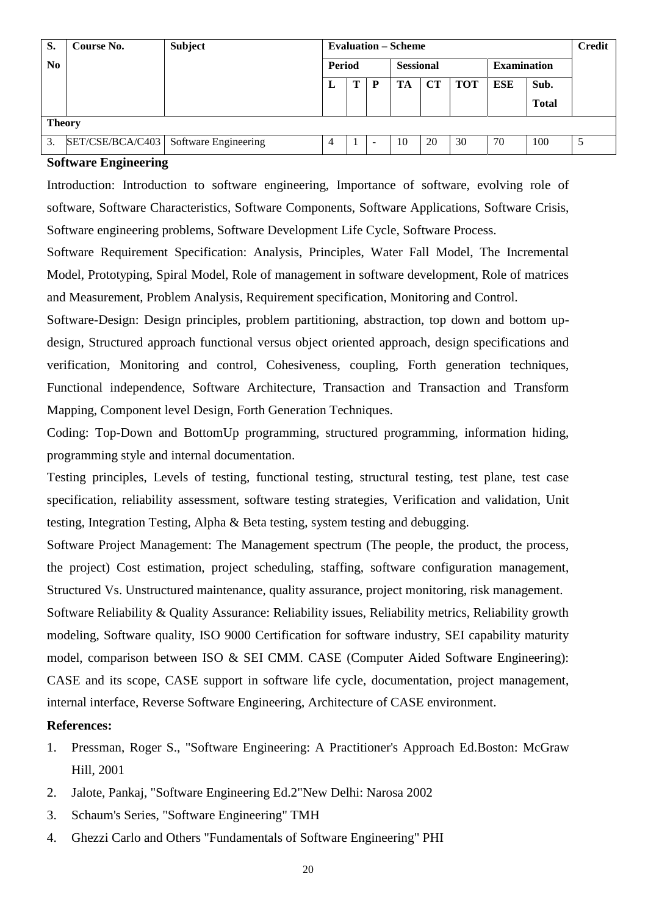| S. No | Course No. | Subject | Evaluation – Scheme | | | | | | | | Credit |
|---|---|---|---|---|---|---|---|---|---|---|---|
| | | | Period | | | Sessional | | | Examination | | |
| | | | L | T | P | TA | CT | TOT | ESE | Sub. Total | |
| **Theory** | | | | | | | | | | | |
| 3. | SET/CSE/BCA/C403 | Software Engineering | 4 | 1 | - | 10 | 20 | 30 | 70 | 100 | 5 |

## Software Engineering

Introduction: Introduction to software engineering, Importance of software, evolving role of software, Software Characteristics, Software Components, Software Applications, Software Crisis, Software engineering problems, Software Development Life Cycle, Software Process.

Software Requirement Specification: Analysis, Principles, Water Fall Model, The Incremental Model, Prototyping, Spiral Model, Role of management in software development, Role of matrices and Measurement, Problem Analysis, Requirement specification, Monitoring and Control.

Software-Design: Design principles, problem partitioning, abstraction, top down and bottom up-design, Structured approach functional versus object oriented approach, design specifications and verification, Monitoring and control, Cohesiveness, coupling, Forth generation techniques, Functional independence, Software Architecture, Transaction and Transaction and Transform Mapping, Component level Design, Forth Generation Techniques.

Coding: Top-Down and BottomUp programming, structured programming, information hiding, programming style and internal documentation.

Testing principles, Levels of testing, functional testing, structural testing, test plane, test case specification, reliability assessment, software testing strategies, Verification and validation, Unit testing, Integration Testing, Alpha & Beta testing, system testing and debugging.

Software Project Management: The Management spectrum (The people, the product, the process, the project) Cost estimation, project scheduling, staffing, software configuration management, Structured Vs. Unstructured maintenance, quality assurance, project monitoring, risk management.

Software Reliability & Quality Assurance: Reliability issues, Reliability metrics, Reliability growth modeling, Software quality, ISO 9000 Certification for software industry, SEI capability maturity model, comparison between ISO & SEI CMM. CASE (Computer Aided Software Engineering): CASE and its scope, CASE support in software life cycle, documentation, project management, internal interface, Reverse Software Engineering, Architecture of CASE environment.

### References:

1. Pressman, Roger S., "Software Engineering: A Practitioner's Approach Ed.Boston: McGraw Hill, 2001
2. Jalote, Pankaj, "Software Engineering Ed.2"New Delhi: Narosa 2002
3. Schaum's Series, "Software Engineering" TMH
4. Ghezzi Carlo and Others "Fundamentals of Software Engineering" PHI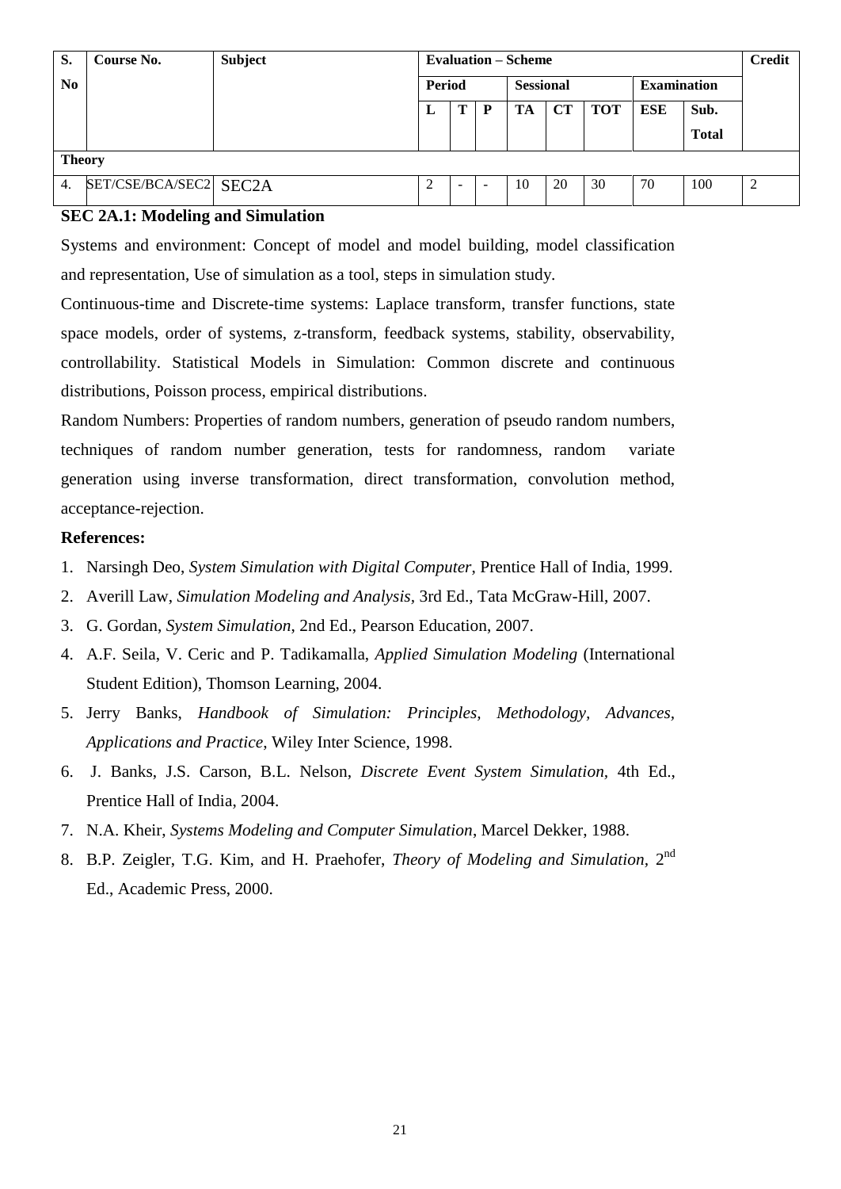| S. No | Course No. | Subject | Evaluation – Scheme | | | | | | | | Credit |
|---|---|---|---|---|---|---|---|---|---|---|---|
| | | | Period | | | Sessional | | | Examination | | |
| | | | L | T | P | TA | CT | TOT | ESE | Sub. Total | |
| **Theory** | | | | | | | | | | | |
| 4. | SET/CSE/BCA/SEC2 | SEC2A | 2 | - | - | 10 | 20 | 30 | 70 | 100 | 2 |

**SEC 2A.1: Modeling and Simulation**

Systems and environment: Concept of model and model building, model classification and representation, Use of simulation as a tool, steps in simulation study.

Continuous-time and Discrete-time systems: Laplace transform, transfer functions, state space models, order of systems, z-transform, feedback systems, stability, observability, controllability. Statistical Models in Simulation: Common discrete and continuous distributions, Poisson process, empirical distributions.

Random Numbers: Properties of random numbers, generation of pseudo random numbers, techniques of random number generation, tests for randomness, random variate generation using inverse transformation, direct transformation, convolution method, acceptance-rejection.

**References:**

1. Narsingh Deo, *System Simulation with Digital Computer*, Prentice Hall of India, 1999.
2. Averill Law, *Simulation Modeling and Analysis*, 3rd Ed., Tata McGraw-Hill, 2007.
3. G. Gordan, *System Simulation*, 2nd Ed., Pearson Education, 2007.
4. A.F. Seila, V. Ceric and P. Tadikamalla, *Applied Simulation Modeling* (International Student Edition), Thomson Learning, 2004.
5. Jerry Banks, *Handbook of Simulation: Principles, Methodology, Advances, Applications and Practice*, Wiley Inter Science, 1998.
6. J. Banks, J.S. Carson, B.L. Nelson, *Discrete Event System Simulation*, 4th Ed., Prentice Hall of India, 2004.
7. N.A. Kheir, *Systems Modeling and Computer Simulation*, Marcel Dekker, 1988.
8. B.P. Zeigler, T.G. Kim, and H. Praehofer, *Theory of Modeling and Simulation*, 2nd Ed., Academic Press, 2000.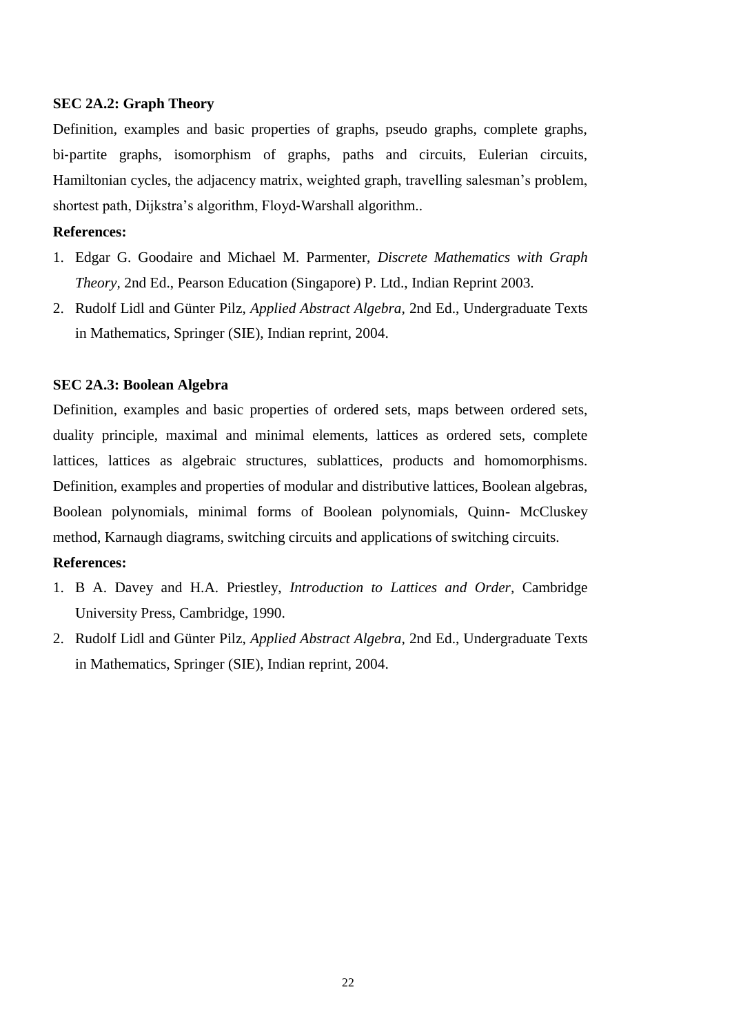**SEC 2A.2: Graph Theory**

Definition, examples and basic properties of graphs, pseudo graphs, complete graphs, bi-partite graphs, isomorphism of graphs, paths and circuits, Eulerian circuits, Hamiltonian cycles, the adjacency matrix, weighted graph, travelling salesman's problem, shortest path, Dijkstra's algorithm, Floyd-Warshall algorithm..

**References:**

1. Edgar G. Goodaire and Michael M. Parmenter, *Discrete Mathematics with Graph Theory,* 2nd Ed., Pearson Education (Singapore) P. Ltd., Indian Reprint 2003.
2. Rudolf Lidl and Günter Pilz, *Applied Abstract Algebra,* 2nd Ed., Undergraduate Texts in Mathematics, Springer (SIE), Indian reprint, 2004.

**SEC 2A.3: Boolean Algebra**

Definition, examples and basic properties of ordered sets, maps between ordered sets, duality principle, maximal and minimal elements, lattices as ordered sets, complete lattices, lattices as algebraic structures, sublattices, products and homomorphisms. Definition, examples and properties of modular and distributive lattices, Boolean algebras, Boolean polynomials, minimal forms of Boolean polynomials, Quinn- McCluskey method, Karnaugh diagrams, switching circuits and applications of switching circuits.

**References:**

1. B A. Davey and H.A. Priestley, *Introduction to Lattices and Order,* Cambridge University Press, Cambridge, 1990.
2. Rudolf Lidl and Günter Pilz, *Applied Abstract Algebra,* 2nd Ed., Undergraduate Texts in Mathematics, Springer (SIE), Indian reprint, 2004.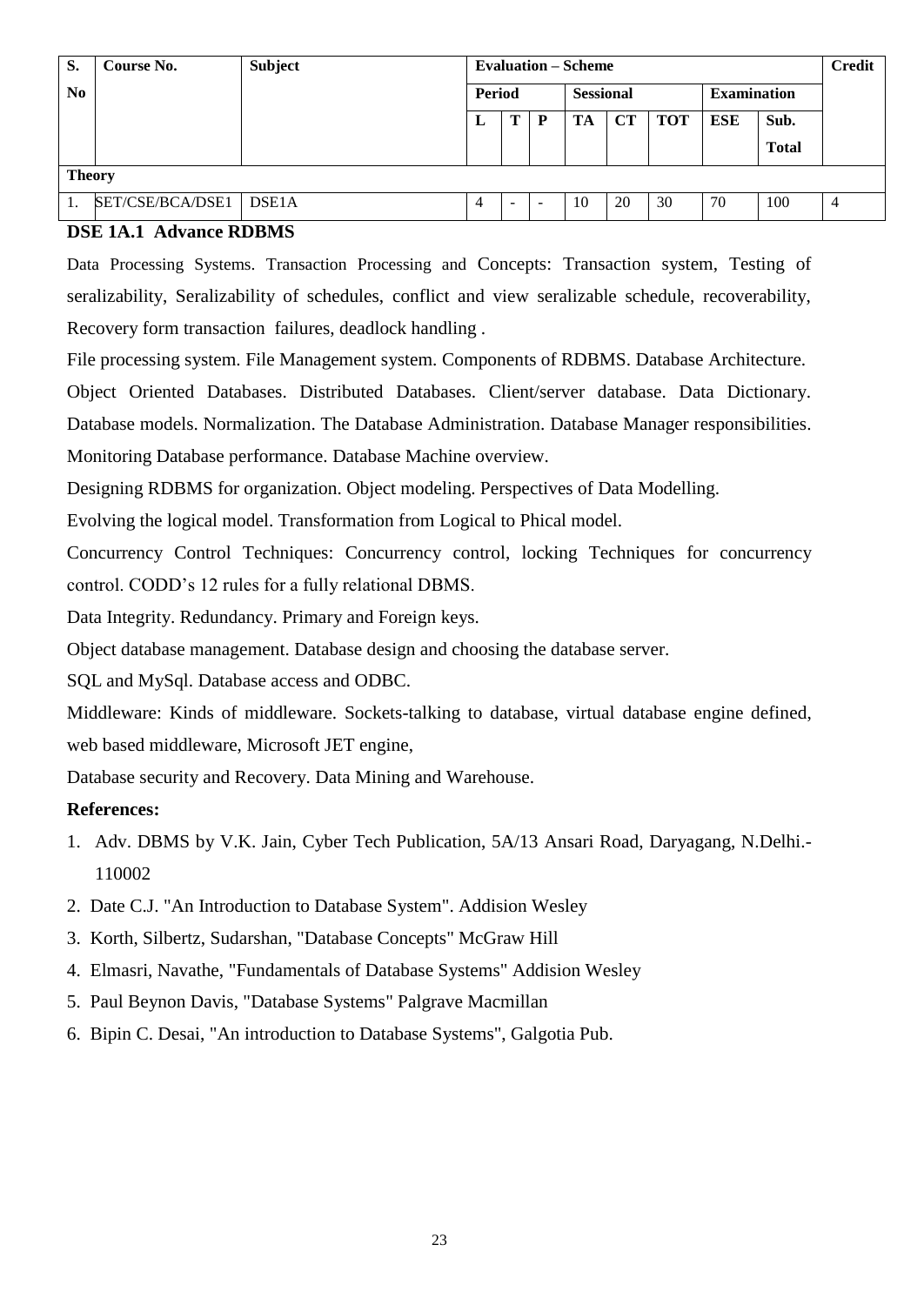| S. No | Course No. | Subject | Evaluation – Scheme | | | | | | | | Credit |
|---|---|---|---|---|---|---|---|---|---|---|---|
| | | | Period | | | Sessional | | | Examination | | |
| | | | L | T | P | TA | CT | TOT | ESE | Sub. Total | |
| **Theory** | | | | | | | | | | | |
| 1. | SET/CSE/BCA/DSE1 | DSE1A | 4 | - | - | 10 | 20 | 30 | 70 | 100 | 4 |

## DSE 1A.1 Advance RDBMS

Data Processing Systems. Transaction Processing and Concepts: Transaction system, Testing of seralizability, Seralizability of schedules, conflict and view seralizable schedule, recoverability, Recovery form transaction failures, deadlock handling .

File processing system. File Management system. Components of RDBMS. Database Architecture.

Object Oriented Databases. Distributed Databases. Client/server database. Data Dictionary. Database models. Normalization. The Database Administration. Database Manager responsibilities. Monitoring Database performance. Database Machine overview.

Designing RDBMS for organization. Object modeling. Perspectives of Data Modelling.

Evolving the logical model. Transformation from Logical to Phical model.

Concurrency Control Techniques: Concurrency control, locking Techniques for concurrency control. CODD's 12 rules for a fully relational DBMS.

Data Integrity. Redundancy. Primary and Foreign keys.

Object database management. Database design and choosing the database server.

SQL and MySql. Database access and ODBC.

Middleware: Kinds of middleware. Sockets-talking to database, virtual database engine defined, web based middleware, Microsoft JET engine,

Database security and Recovery. Data Mining and Warehouse.

**References:**

1. Adv. DBMS by V.K. Jain, Cyber Tech Publication, 5A/13 Ansari Road, Daryagang, N.Delhi.-110002
2. Date C.J. "An Introduction to Database System". Addision Wesley
3. Korth, Silbertz, Sudarshan, "Database Concepts" McGraw Hill
4. Elmasri, Navathe, "Fundamentals of Database Systems" Addision Wesley
5. Paul Beynon Davis, "Database Systems" Palgrave Macmillan
6. Bipin C. Desai, "An introduction to Database Systems", Galgotia Pub.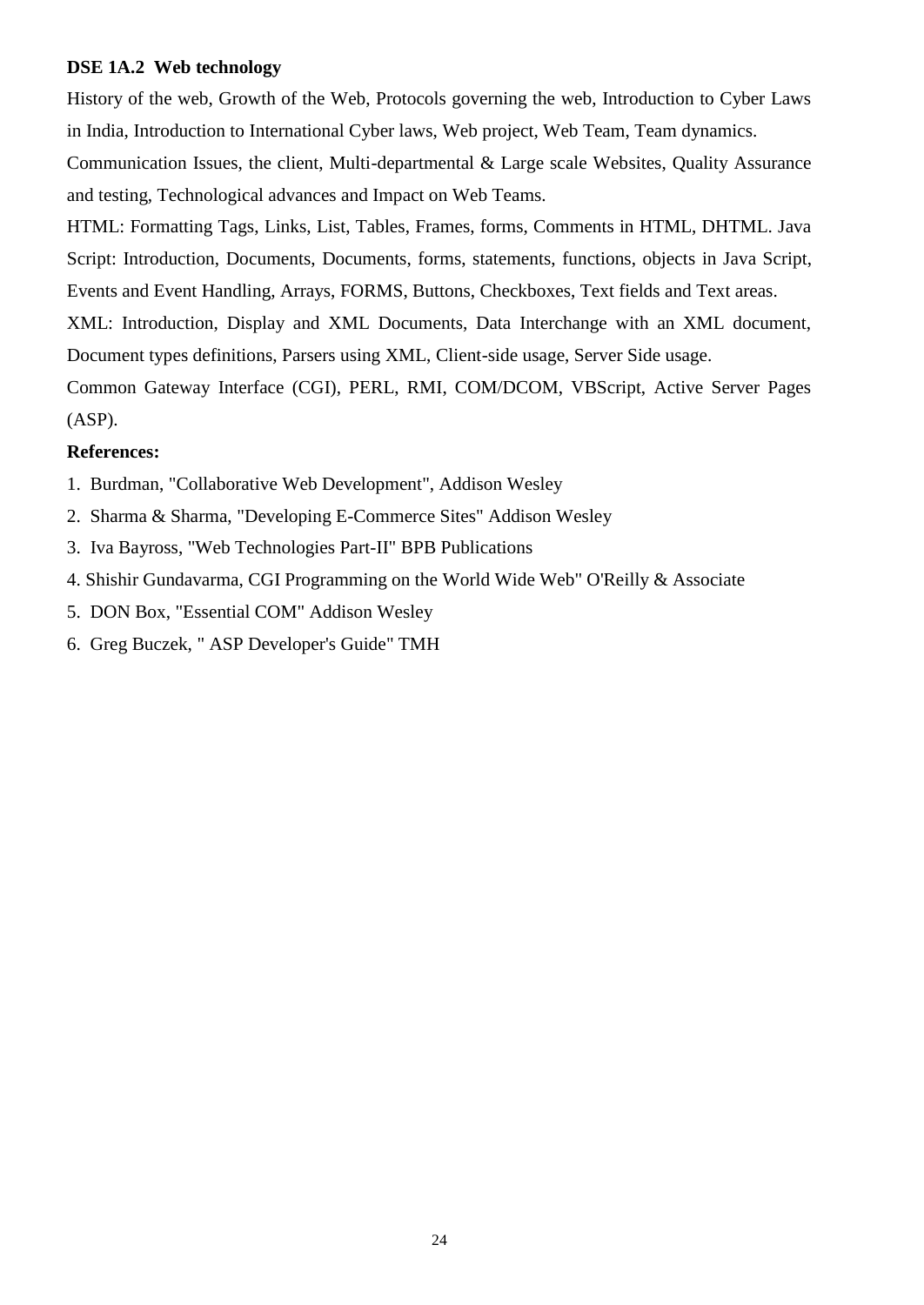**DSE 1A.2 Web technology**

History of the web, Growth of the Web, Protocols governing the web, Introduction to Cyber Laws in India, Introduction to International Cyber laws, Web project, Web Team, Team dynamics. Communication Issues, the client, Multi-departmental & Large scale Websites, Quality Assurance and testing, Technological advances and Impact on Web Teams.

HTML: Formatting Tags, Links, List, Tables, Frames, forms, Comments in HTML, DHTML. Java Script: Introduction, Documents, Documents, forms, statements, functions, objects in Java Script, Events and Event Handling, Arrays, FORMS, Buttons, Checkboxes, Text fields and Text areas.

XML: Introduction, Display and XML Documents, Data Interchange with an XML document, Document types definitions, Parsers using XML, Client-side usage, Server Side usage.

Common Gateway Interface (CGI), PERL, RMI, COM/DCOM, VBScript, Active Server Pages (ASP).

**References:**

1. Burdman, "Collaborative Web Development", Addison Wesley
2. Sharma & Sharma, "Developing E-Commerce Sites" Addison Wesley
3. Iva Bayross, "Web Technologies Part-II" BPB Publications
4. Shishir Gundavarma, CGI Programming on the World Wide Web" O'Reilly & Associate
5. DON Box, "Essential COM" Addison Wesley
6. Greg Buczek, " ASP Developer's Guide" TMH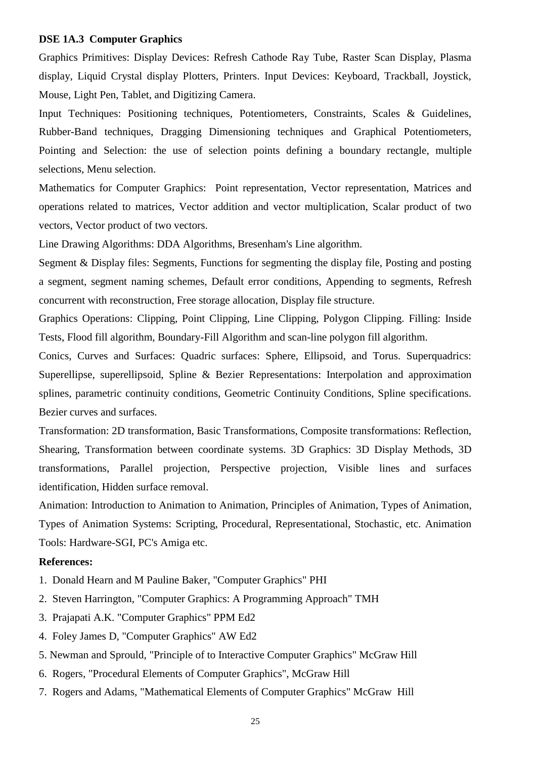**DSE 1A.3 Computer Graphics**

Graphics Primitives: Display Devices: Refresh Cathode Ray Tube, Raster Scan Display, Plasma display, Liquid Crystal display Plotters, Printers. Input Devices: Keyboard, Trackball, Joystick, Mouse, Light Pen, Tablet, and Digitizing Camera.

Input Techniques: Positioning techniques, Potentiometers, Constraints, Scales & Guidelines, Rubber-Band techniques, Dragging Dimensioning techniques and Graphical Potentiometers, Pointing and Selection: the use of selection points defining a boundary rectangle, multiple selections, Menu selection.

Mathematics for Computer Graphics: Point representation, Vector representation, Matrices and operations related to matrices, Vector addition and vector multiplication, Scalar product of two vectors, Vector product of two vectors.

Line Drawing Algorithms: DDA Algorithms, Bresenham's Line algorithm.

Segment & Display files: Segments, Functions for segmenting the display file, Posting and posting a segment, segment naming schemes, Default error conditions, Appending to segments, Refresh concurrent with reconstruction, Free storage allocation, Display file structure.

Graphics Operations: Clipping, Point Clipping, Line Clipping, Polygon Clipping. Filling: Inside Tests, Flood fill algorithm, Boundary-Fill Algorithm and scan-line polygon fill algorithm.

Conics, Curves and Surfaces: Quadric surfaces: Sphere, Ellipsoid, and Torus. Superquadrics: Superellipse, superellipsoid, Spline & Bezier Representations: Interpolation and approximation splines, parametric continuity conditions, Geometric Continuity Conditions, Spline specifications. Bezier curves and surfaces.

Transformation: 2D transformation, Basic Transformations, Composite transformations: Reflection, Shearing, Transformation between coordinate systems. 3D Graphics: 3D Display Methods, 3D transformations, Parallel projection, Perspective projection, Visible lines and surfaces identification, Hidden surface removal.

Animation: Introduction to Animation to Animation, Principles of Animation, Types of Animation, Types of Animation Systems: Scripting, Procedural, Representational, Stochastic, etc. Animation Tools: Hardware-SGI, PC's Amiga etc.

**References:**

1. Donald Hearn and M Pauline Baker, "Computer Graphics" PHI
2. Steven Harrington, "Computer Graphics: A Programming Approach" TMH
3. Prajapati A.K. "Computer Graphics" PPM Ed2
4. Foley James D, "Computer Graphics" AW Ed2
5. Newman and Sprould, "Principle of to Interactive Computer Graphics" McGraw Hill
6. Rogers, "Procedural Elements of Computer Graphics", McGraw Hill
7. Rogers and Adams, "Mathematical Elements of Computer Graphics" McGraw Hill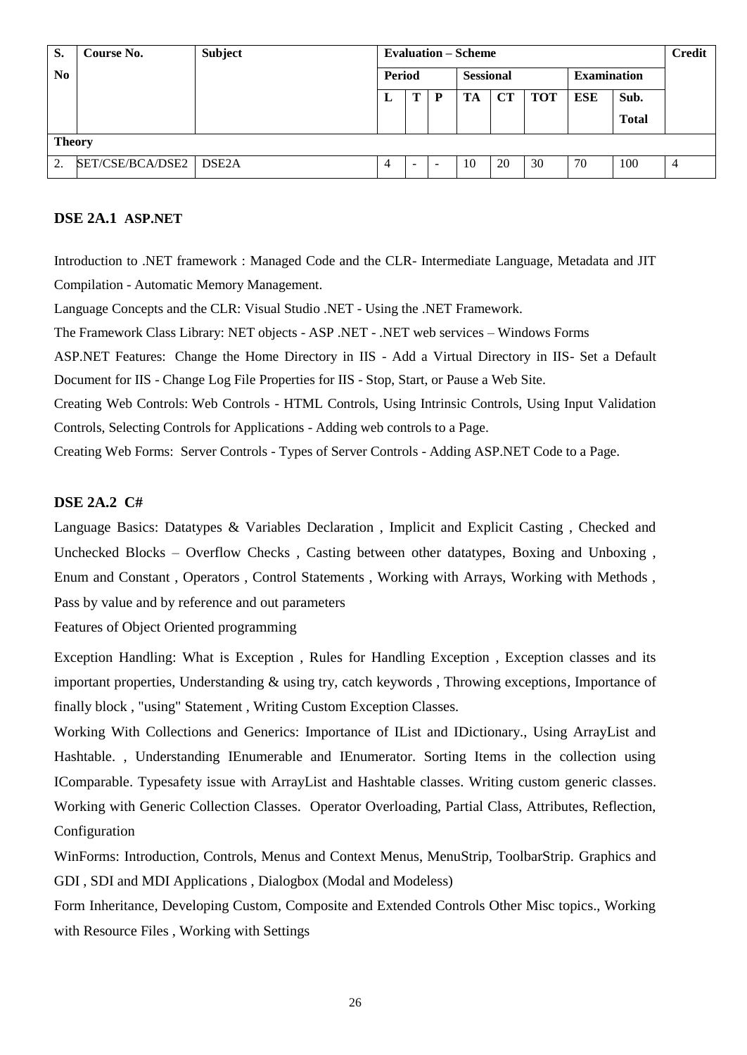| S. No | Course No. | Subject | Evaluation – Scheme | | | | | | | | Credit |
|---|---|---|---|---|---|---|---|---|---|---|---|
| | | | Period | | | Sessional | | | Examination | | |
| | | | L | T | P | TA | CT | TOT | ESE | Sub. Total | |
| **Theory** | | | | | | | | | | | |
| 2. | SET/CSE/BCA/DSE2 | DSE2A | 4 | - | - | 10 | 20 | 30 | 70 | 100 | 4 |

### DSE 2A.1 ASP.NET

Introduction to .NET framework : Managed Code and the CLR- Intermediate Language, Metadata and JIT Compilation - Automatic Memory Management.

Language Concepts and the CLR: Visual Studio .NET - Using the .NET Framework.

The Framework Class Library: NET objects - ASP .NET - .NET web services – Windows Forms

ASP.NET Features: Change the Home Directory in IIS - Add a Virtual Directory in IIS- Set a Default Document for IIS - Change Log File Properties for IIS - Stop, Start, or Pause a Web Site.

Creating Web Controls: Web Controls - HTML Controls, Using Intrinsic Controls, Using Input Validation Controls, Selecting Controls for Applications - Adding web controls to a Page.

Creating Web Forms: Server Controls - Types of Server Controls - Adding ASP.NET Code to a Page.

### DSE 2A.2 C#

Language Basics: Datatypes & Variables Declaration , Implicit and Explicit Casting , Checked and Unchecked Blocks – Overflow Checks , Casting between other datatypes, Boxing and Unboxing , Enum and Constant , Operators , Control Statements , Working with Arrays, Working with Methods , Pass by value and by reference and out parameters

Features of Object Oriented programming

Exception Handling: What is Exception , Rules for Handling Exception , Exception classes and its important properties, Understanding & using try, catch keywords , Throwing exceptions, Importance of finally block , "using" Statement , Writing Custom Exception Classes.

Working With Collections and Generics: Importance of IList and IDictionary., Using ArrayList and Hashtable. , Understanding IEnumerable and IEnumerator. Sorting Items in the collection using IComparable. Typesafety issue with ArrayList and Hashtable classes. Writing custom generic classes. Working with Generic Collection Classes. Operator Overloading, Partial Class, Attributes, Reflection, Configuration

WinForms: Introduction, Controls, Menus and Context Menus, MenuStrip, ToolbarStrip. Graphics and GDI , SDI and MDI Applications , Dialogbox (Modal and Modeless)

Form Inheritance, Developing Custom, Composite and Extended Controls Other Misc topics., Working with Resource Files , Working with Settings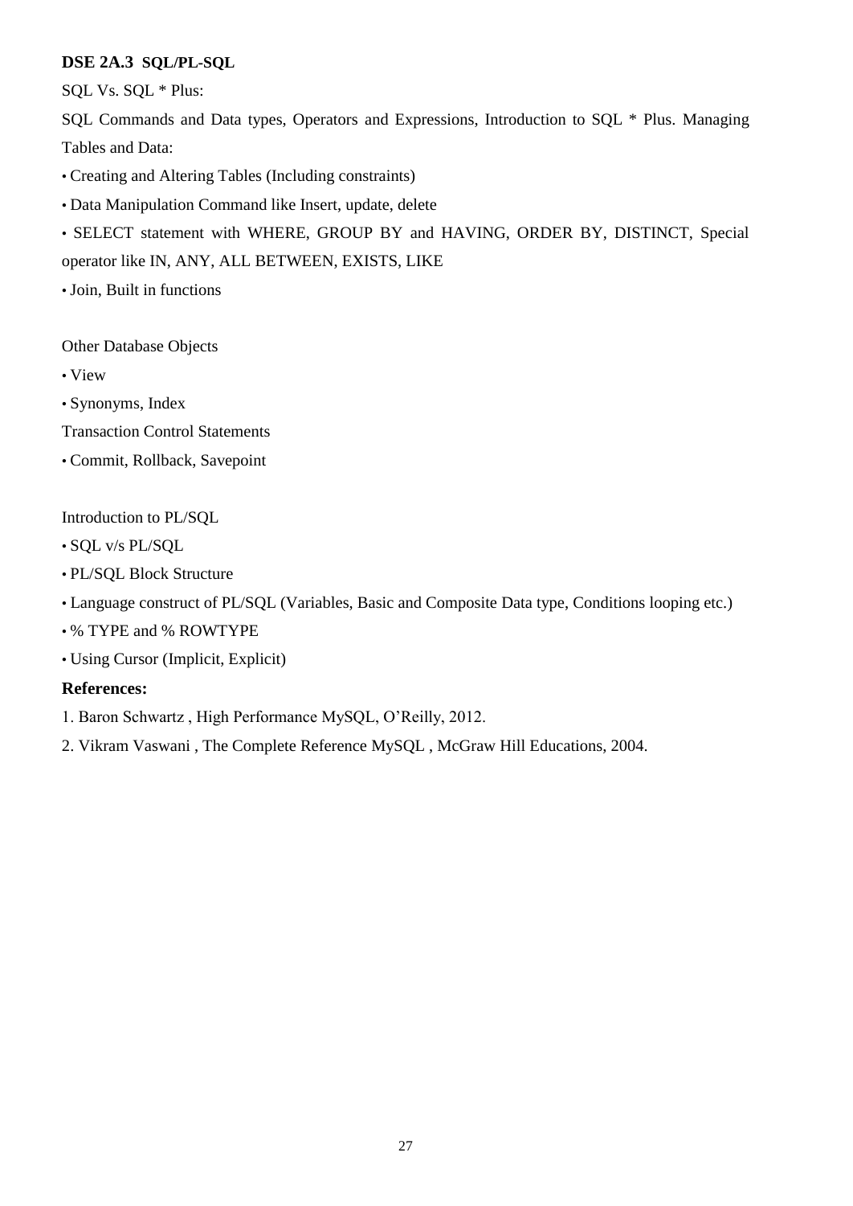**DSE 2A.3 SQL/PL-SQL**

SQL Vs. SQL * Plus:

SQL Commands and Data types, Operators and Expressions, Introduction to SQL * Plus. Managing Tables and Data:

- Creating and Altering Tables (Including constraints)
- Data Manipulation Command like Insert, update, delete
- SELECT statement with WHERE, GROUP BY and HAVING, ORDER BY, DISTINCT, Special operator like IN, ANY, ALL BETWEEN, EXISTS, LIKE
- Join, Built in functions

Other Database Objects

- View
- Synonyms, Index

Transaction Control Statements

- Commit, Rollback, Savepoint

Introduction to PL/SQL

- SQL v/s PL/SQL
- PL/SQL Block Structure
- Language construct of PL/SQL (Variables, Basic and Composite Data type, Conditions looping etc.)
- % TYPE and % ROWTYPE
- Using Cursor (Implicit, Explicit)

**References:**

1. Baron Schwartz , High Performance MySQL, O'Reilly, 2012.
2. Vikram Vaswani , The Complete Reference MySQL , McGraw Hill Educations, 2004.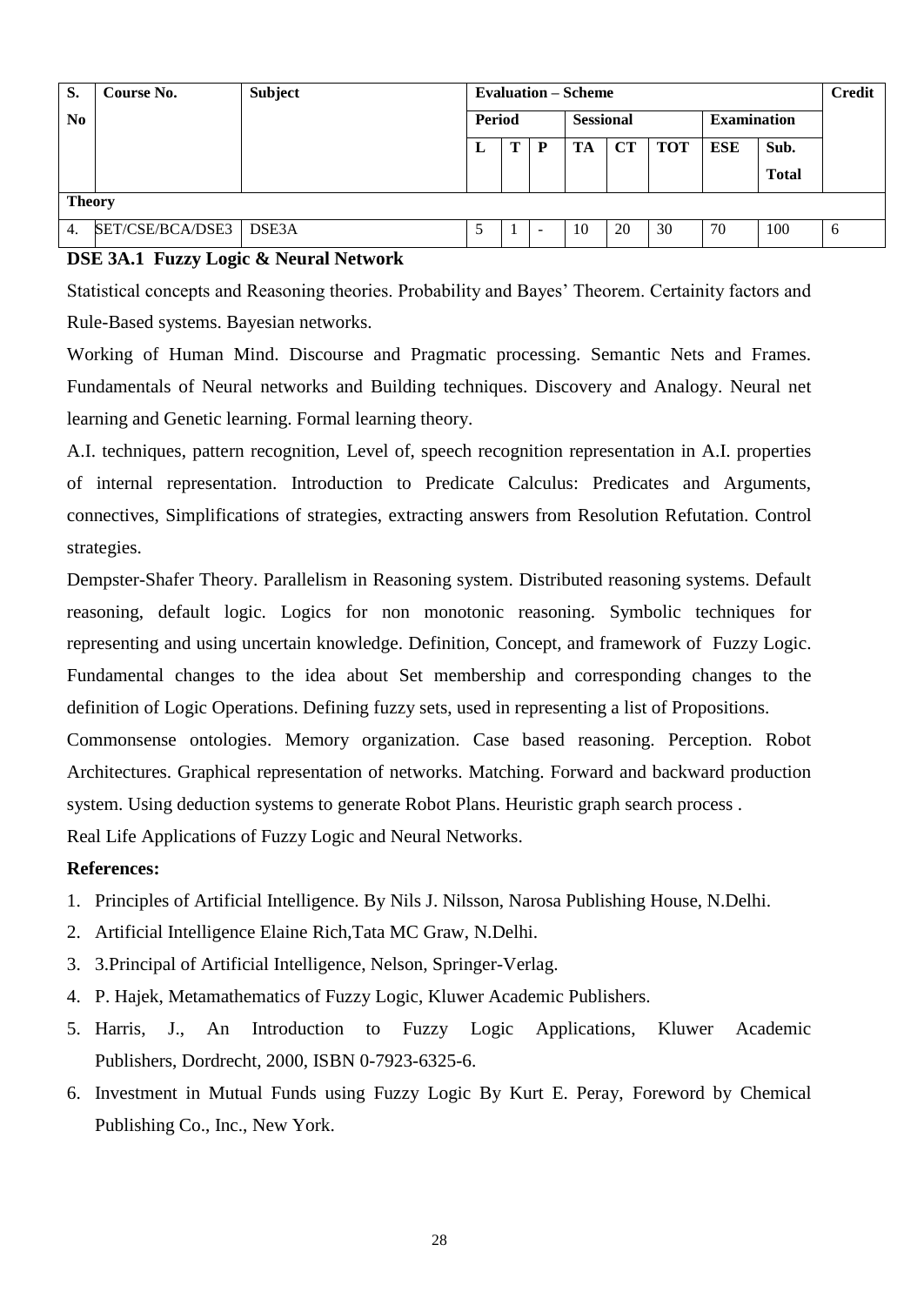| S. No | Course No. | Subject | Evaluation – Scheme | | | | | | | | Credit |
|---|---|---|---|---|---|---|---|---|---|---|---|
| | | | Period | | | Sessional | | | Examination | | |
| | | | L | T | P | TA | CT | TOT | ESE | Sub. Total | |
| **Theory** | | | | | | | | | | | |
| 4. | SET/CSE/BCA/DSE3 | DSE3A | 5 | 1 | - | 10 | 20 | 30 | 70 | 100 | 6 |

**DSE 3A.1 Fuzzy Logic & Neural Network**

Statistical concepts and Reasoning theories. Probability and Bayes' Theorem. Certainity factors and Rule-Based systems. Bayesian networks.

Working of Human Mind. Discourse and Pragmatic processing. Semantic Nets and Frames. Fundamentals of Neural networks and Building techniques. Discovery and Analogy. Neural net learning and Genetic learning. Formal learning theory.

A.I. techniques, pattern recognition, Level of, speech recognition representation in A.I. properties of internal representation. Introduction to Predicate Calculus: Predicates and Arguments, connectives, Simplifications of strategies, extracting answers from Resolution Refutation. Control strategies.

Dempster-Shafer Theory. Parallelism in Reasoning system. Distributed reasoning systems. Default reasoning, default logic. Logics for non monotonic reasoning. Symbolic techniques for representing and using uncertain knowledge. Definition, Concept, and framework of Fuzzy Logic. Fundamental changes to the idea about Set membership and corresponding changes to the definition of Logic Operations. Defining fuzzy sets, used in representing a list of Propositions.

Commonsense ontologies. Memory organization. Case based reasoning. Perception. Robot Architectures. Graphical representation of networks. Matching. Forward and backward production system. Using deduction systems to generate Robot Plans. Heuristic graph search process .

Real Life Applications of Fuzzy Logic and Neural Networks.

**References:**

1. Principles of Artificial Intelligence. By Nils J. Nilsson, Narosa Publishing House, N.Delhi.
2. Artificial Intelligence Elaine Rich,Tata MC Graw, N.Delhi.
3. 3.Principal of Artificial Intelligence, Nelson, Springer-Verlag.
4. P. Hajek, Metamathematics of Fuzzy Logic, Kluwer Academic Publishers.
5. Harris, J., An Introduction to Fuzzy Logic Applications, Kluwer Academic Publishers, Dordrecht, 2000, ISBN 0-7923-6325-6.
6. Investment in Mutual Funds using Fuzzy Logic By Kurt E. Peray, Foreword by Chemical Publishing Co., Inc., New York.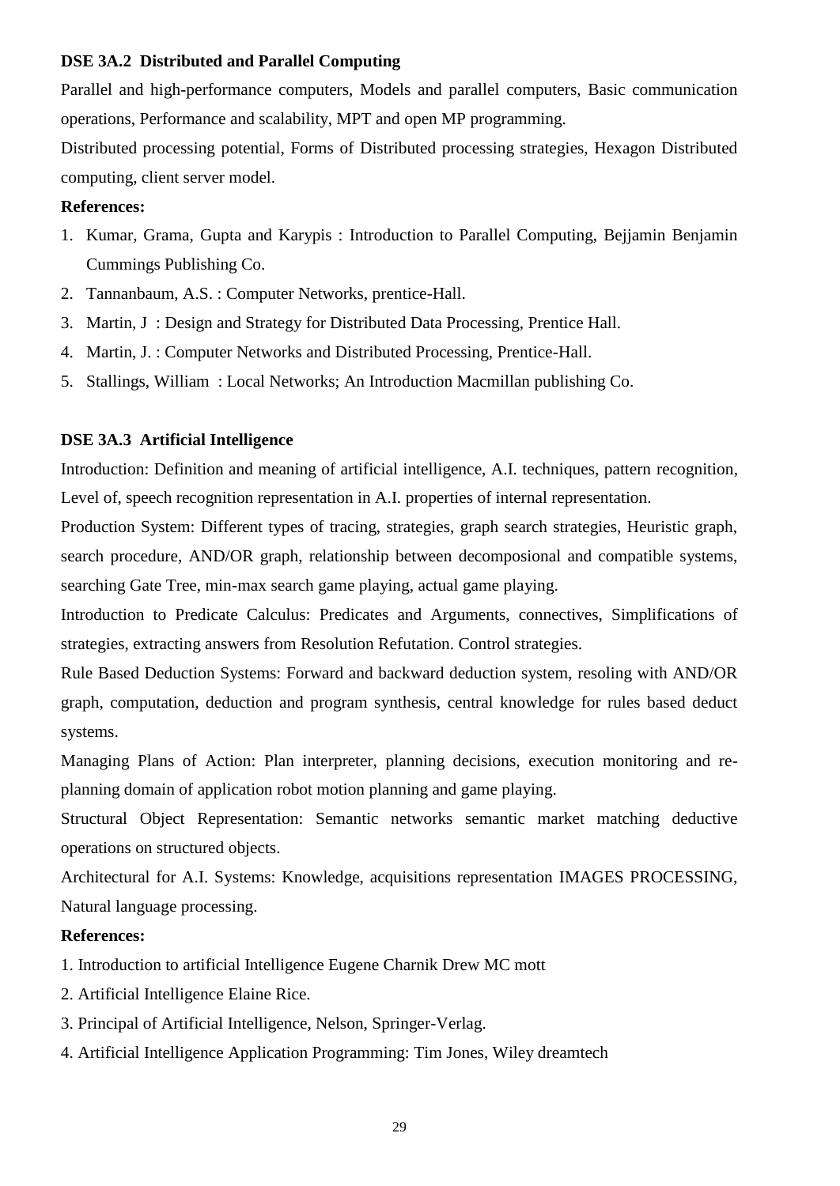### DSE 3A.2 Distributed and Parallel Computing

Parallel and high-performance computers, Models and parallel computers, Basic communication operations, Performance and scalability, MPT and open MP programming.

Distributed processing potential, Forms of Distributed processing strategies, Hexagon Distributed computing, client server model.

**References:**

1. Kumar, Grama, Gupta and Karypis : Introduction to Parallel Computing, Bejjamin Benjamin Cummings Publishing Co.
2. Tannanbaum, A.S. : Computer Networks, prentice-Hall.
3. Martin, J : Design and Strategy for Distributed Data Processing, Prentice Hall.
4. Martin, J. : Computer Networks and Distributed Processing, Prentice-Hall.
5. Stallings, William : Local Networks; An Introduction Macmillan publishing Co.

### DSE 3A.3 Artificial Intelligence

Introduction: Definition and meaning of artificial intelligence, A.I. techniques, pattern recognition, Level of, speech recognition representation in A.I. properties of internal representation.

Production System: Different types of tracing, strategies, graph search strategies, Heuristic graph, search procedure, AND/OR graph, relationship between decomposional and compatible systems, searching Gate Tree, min-max search game playing, actual game playing.

Introduction to Predicate Calculus: Predicates and Arguments, connectives, Simplifications of strategies, extracting answers from Resolution Refutation. Control strategies.

Rule Based Deduction Systems: Forward and backward deduction system, resoling with AND/OR graph, computation, deduction and program synthesis, central knowledge for rules based deduct systems.

Managing Plans of Action: Plan interpreter, planning decisions, execution monitoring and re-planning domain of application robot motion planning and game playing.

Structural Object Representation: Semantic networks semantic market matching deductive operations on structured objects.

Architectural for A.I. Systems: Knowledge, acquisitions representation IMAGES PROCESSING, Natural language processing.

**References:**

1. Introduction to artificial Intelligence Eugene Charnik Drew MC mott
2. Artificial Intelligence Elaine Rice.
3. Principal of Artificial Intelligence, Nelson, Springer-Verlag.
4. Artificial Intelligence Application Programming: Tim Jones, Wiley dreamtech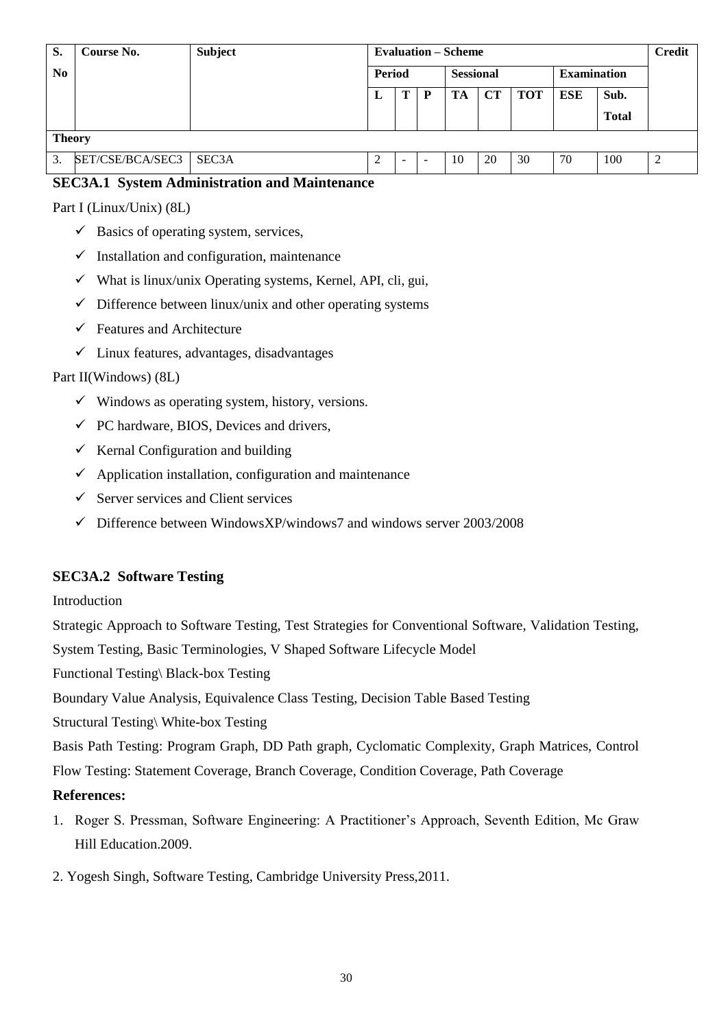| S. No | Course No. | Subject | Evaluation – Scheme | | | | | | | | Credit |
|---|---|---|---|---|---|---|---|---|---|---|---|
| | | | Period | | | Sessional | | | Examination | | |
| | | | L | T | P | TA | CT | TOT | ESE | Sub. Total | |
| **Theory** | | | | | | | | | | | |
| 3. | SET/CSE/BCA/SEC3 | SEC3A | 2 | - | - | 10 | 20 | 30 | 70 | 100 | 2 |

**SEC3A.1 System Administration and Maintenance**

Part I (Linux/Unix) (8L)

- ✓ Basics of operating system, services,
- ✓ Installation and configuration, maintenance
- ✓ What is linux/unix Operating systems, Kernel, API, cli, gui,
- ✓ Difference between linux/unix and other operating systems
- ✓ Features and Architecture
- ✓ Linux features, advantages, disadvantages

Part II(Windows) (8L)

- ✓ Windows as operating system, history, versions.
- ✓ PC hardware, BIOS, Devices and drivers,
- ✓ Kernal Configuration and building
- ✓ Application installation, configuration and maintenance
- ✓ Server services and Client services
- ✓ Difference between WindowsXP/windows7 and windows server 2003/2008

**SEC3A.2 Software Testing**

Introduction

Strategic Approach to Software Testing, Test Strategies for Conventional Software, Validation Testing, System Testing, Basic Terminologies, V Shaped Software Lifecycle Model

Functional Testing\ Black-box Testing

Boundary Value Analysis, Equivalence Class Testing, Decision Table Based Testing

Structural Testing\ White-box Testing

Basis Path Testing: Program Graph, DD Path graph, Cyclomatic Complexity, Graph Matrices, Control Flow Testing: Statement Coverage, Branch Coverage, Condition Coverage, Path Coverage

**References:**

1. Roger S. Pressman, Software Engineering: A Practitioner's Approach, Seventh Edition, Mc Graw Hill Education.2009.
2. Yogesh Singh, Software Testing, Cambridge University Press,2011.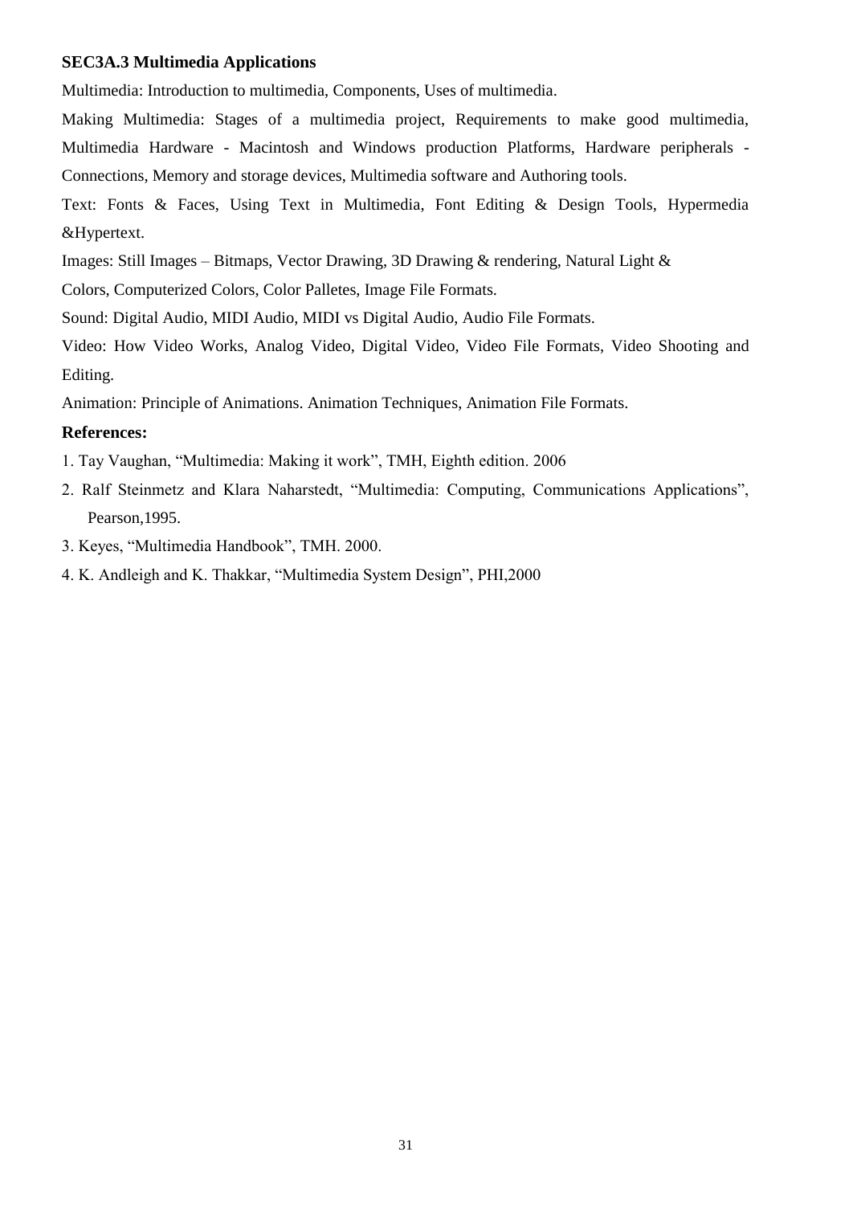**SEC3A.3 Multimedia Applications**

Multimedia: Introduction to multimedia, Components, Uses of multimedia.

Making Multimedia: Stages of a multimedia project, Requirements to make good multimedia, Multimedia Hardware - Macintosh and Windows production Platforms, Hardware peripherals - Connections, Memory and storage devices, Multimedia software and Authoring tools.

Text: Fonts & Faces, Using Text in Multimedia, Font Editing & Design Tools, Hypermedia &Hypertext.

Images: Still Images – Bitmaps, Vector Drawing, 3D Drawing & rendering, Natural Light & Colors, Computerized Colors, Color Palletes, Image File Formats.

Sound: Digital Audio, MIDI Audio, MIDI vs Digital Audio, Audio File Formats.

Video: How Video Works, Analog Video, Digital Video, Video File Formats, Video Shooting and Editing.

Animation: Principle of Animations. Animation Techniques, Animation File Formats.

**References:**

1. Tay Vaughan, "Multimedia: Making it work", TMH, Eighth edition. 2006
2. Ralf Steinmetz and Klara Naharstedt, "Multimedia: Computing, Communications Applications", Pearson,1995.
3. Keyes, "Multimedia Handbook", TMH. 2000.
4. K. Andleigh and K. Thakkar, "Multimedia System Design", PHI,2000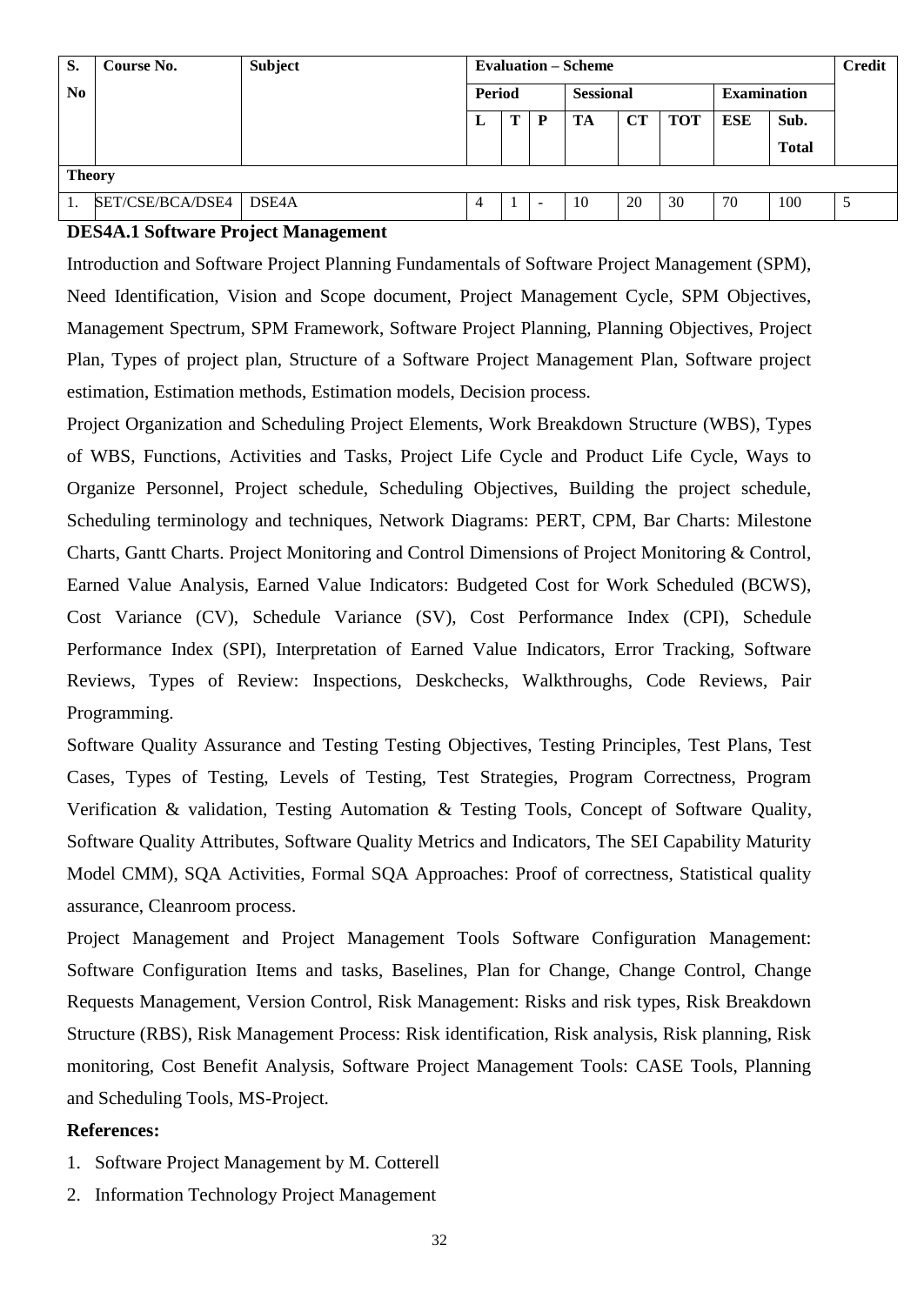| S. No | Course No. | Subject | Evaluation – Scheme | | | | | | | | Credit |
|---|---|---|---|---|---|---|---|---|---|---|---|
| | | | Period | | | Sessional | | | Examination | | |
| | | | L | T | P | TA | CT | TOT | ESE | Sub. Total | |
| **Theory** | | | | | | | | | | | |
| 1. | SET/CSE/BCA/DSE4 | DSE4A | 4 | 1 | - | 10 | 20 | 30 | 70 | 100 | 5 |

**DES4A.1 Software Project Management**

Introduction and Software Project Planning Fundamentals of Software Project Management (SPM), Need Identification, Vision and Scope document, Project Management Cycle, SPM Objectives, Management Spectrum, SPM Framework, Software Project Planning, Planning Objectives, Project Plan, Types of project plan, Structure of a Software Project Management Plan, Software project estimation, Estimation methods, Estimation models, Decision process.

Project Organization and Scheduling Project Elements, Work Breakdown Structure (WBS), Types of WBS, Functions, Activities and Tasks, Project Life Cycle and Product Life Cycle, Ways to Organize Personnel, Project schedule, Scheduling Objectives, Building the project schedule, Scheduling terminology and techniques, Network Diagrams: PERT, CPM, Bar Charts: Milestone Charts, Gantt Charts. Project Monitoring and Control Dimensions of Project Monitoring & Control, Earned Value Analysis, Earned Value Indicators: Budgeted Cost for Work Scheduled (BCWS), Cost Variance (CV), Schedule Variance (SV), Cost Performance Index (CPI), Schedule Performance Index (SPI), Interpretation of Earned Value Indicators, Error Tracking, Software Reviews, Types of Review: Inspections, Deskchecks, Walkthroughs, Code Reviews, Pair Programming.

Software Quality Assurance and Testing Testing Objectives, Testing Principles, Test Plans, Test Cases, Types of Testing, Levels of Testing, Test Strategies, Program Correctness, Program Verification & validation, Testing Automation & Testing Tools, Concept of Software Quality, Software Quality Attributes, Software Quality Metrics and Indicators, The SEI Capability Maturity Model CMM), SQA Activities, Formal SQA Approaches: Proof of correctness, Statistical quality assurance, Cleanroom process.

Project Management and Project Management Tools Software Configuration Management: Software Configuration Items and tasks, Baselines, Plan for Change, Change Control, Change Requests Management, Version Control, Risk Management: Risks and risk types, Risk Breakdown Structure (RBS), Risk Management Process: Risk identification, Risk analysis, Risk planning, Risk monitoring, Cost Benefit Analysis, Software Project Management Tools: CASE Tools, Planning and Scheduling Tools, MS-Project.

**References:**

1. Software Project Management by M. Cotterell
2. Information Technology Project Management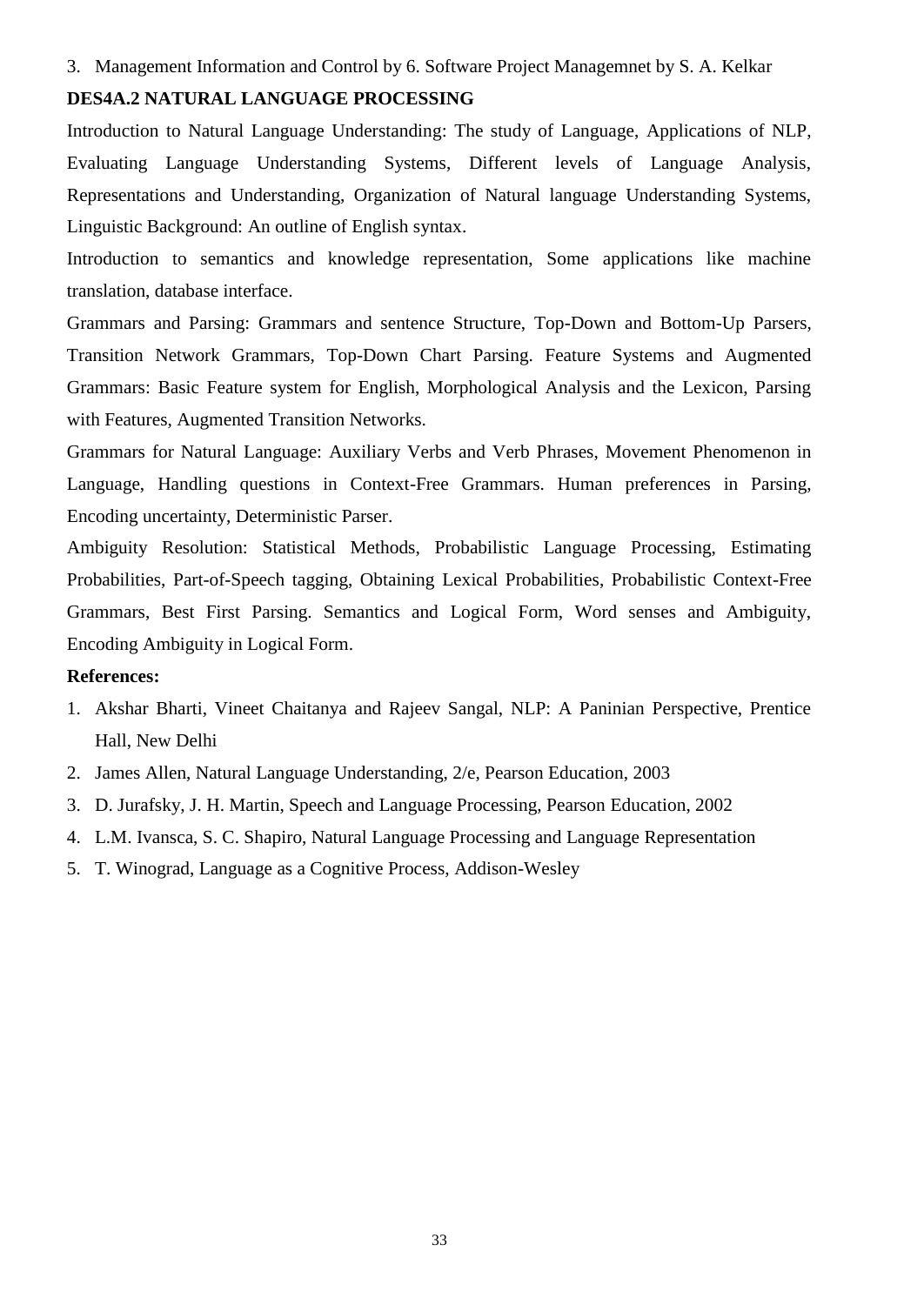3. Management Information and Control by 6. Software Project Managemnet by S. A. Kelkar

**DES4A.2 NATURAL LANGUAGE PROCESSING**

Introduction to Natural Language Understanding: The study of Language, Applications of NLP, Evaluating Language Understanding Systems, Different levels of Language Analysis, Representations and Understanding, Organization of Natural language Understanding Systems, Linguistic Background: An outline of English syntax.

Introduction to semantics and knowledge representation, Some applications like machine translation, database interface.

Grammars and Parsing: Grammars and sentence Structure, Top-Down and Bottom-Up Parsers, Transition Network Grammars, Top-Down Chart Parsing. Feature Systems and Augmented Grammars: Basic Feature system for English, Morphological Analysis and the Lexicon, Parsing with Features, Augmented Transition Networks.

Grammars for Natural Language: Auxiliary Verbs and Verb Phrases, Movement Phenomenon in Language, Handling questions in Context-Free Grammars. Human preferences in Parsing, Encoding uncertainty, Deterministic Parser.

Ambiguity Resolution: Statistical Methods, Probabilistic Language Processing, Estimating Probabilities, Part-of-Speech tagging, Obtaining Lexical Probabilities, Probabilistic Context-Free Grammars, Best First Parsing. Semantics and Logical Form, Word senses and Ambiguity, Encoding Ambiguity in Logical Form.

**References:**

1. Akshar Bharti, Vineet Chaitanya and Rajeev Sangal, NLP: A Paninian Perspective, Prentice Hall, New Delhi
2. James Allen, Natural Language Understanding, 2/e, Pearson Education, 2003
3. D. Jurafsky, J. H. Martin, Speech and Language Processing, Pearson Education, 2002
4. L.M. Ivansca, S. C. Shapiro, Natural Language Processing and Language Representation
5. T. Winograd, Language as a Cognitive Process, Addison-Wesley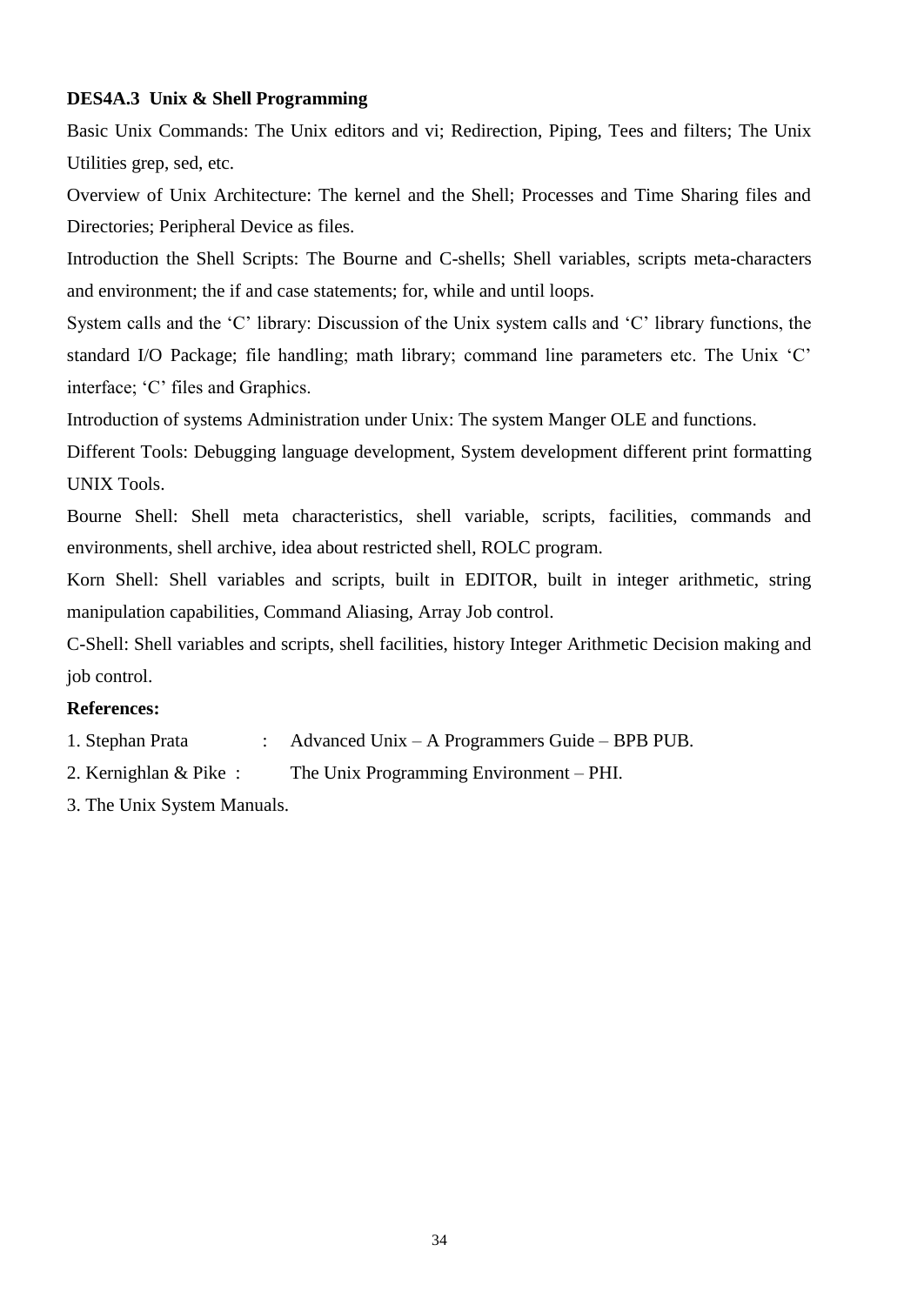**DES4A.3 Unix & Shell Programming**

Basic Unix Commands: The Unix editors and vi; Redirection, Piping, Tees and filters; The Unix Utilities grep, sed, etc.

Overview of Unix Architecture: The kernel and the Shell; Processes and Time Sharing files and Directories; Peripheral Device as files.

Introduction the Shell Scripts: The Bourne and C-shells; Shell variables, scripts meta-characters and environment; the if and case statements; for, while and until loops.

System calls and the 'C' library: Discussion of the Unix system calls and 'C' library functions, the standard I/O Package; file handling; math library; command line parameters etc. The Unix 'C' interface; 'C' files and Graphics.

Introduction of systems Administration under Unix: The system Manger OLE and functions.

Different Tools: Debugging language development, System development different print formatting UNIX Tools.

Bourne Shell: Shell meta characteristics, shell variable, scripts, facilities, commands and environments, shell archive, idea about restricted shell, ROLC program.

Korn Shell: Shell variables and scripts, built in EDITOR, built in integer arithmetic, string manipulation capabilities, Command Aliasing, Array Job control.

C-Shell: Shell variables and scripts, shell facilities, history Integer Arithmetic Decision making and job control.

**References:**

1. Stephan Prata : Advanced Unix – A Programmers Guide – BPB PUB.
2. Kernighlan & Pike : The Unix Programming Environment – PHI.
3. The Unix System Manuals.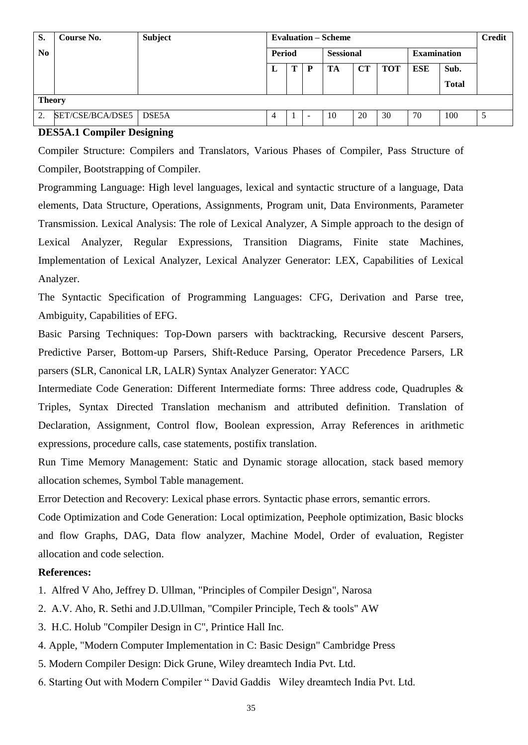| S. No | Course No. | Subject | Evaluation – Scheme | | | | | | | | Credit |
|---|---|---|---|---|---|---|---|---|---|---|---|
| | | | Period | | | Sessional | | | Examination | | |
| | | | L | T | P | TA | CT | TOT | ESE | Sub. Total | |
| **Theory** | | | | | | | | | | | |
| 2. | SET/CSE/BCA/DSE5 | DSE5A | 4 | 1 | - | 10 | 20 | 30 | 70 | 100 | 5 |

**DES5A.1 Compiler Designing**

Compiler Structure: Compilers and Translators, Various Phases of Compiler, Pass Structure of Compiler, Bootstrapping of Compiler.

Programming Language: High level languages, lexical and syntactic structure of a language, Data elements, Data Structure, Operations, Assignments, Program unit, Data Environments, Parameter Transmission. Lexical Analysis: The role of Lexical Analyzer, A Simple approach to the design of Lexical Analyzer, Regular Expressions, Transition Diagrams, Finite state Machines, Implementation of Lexical Analyzer, Lexical Analyzer Generator: LEX, Capabilities of Lexical Analyzer.

The Syntactic Specification of Programming Languages: CFG, Derivation and Parse tree, Ambiguity, Capabilities of EFG.

Basic Parsing Techniques: Top-Down parsers with backtracking, Recursive descent Parsers, Predictive Parser, Bottom-up Parsers, Shift-Reduce Parsing, Operator Precedence Parsers, LR parsers (SLR, Canonical LR, LALR) Syntax Analyzer Generator: YACC

Intermediate Code Generation: Different Intermediate forms: Three address code, Quadruples & Triples, Syntax Directed Translation mechanism and attributed definition. Translation of Declaration, Assignment, Control flow, Boolean expression, Array References in arithmetic expressions, procedure calls, case statements, postifix translation.

Run Time Memory Management: Static and Dynamic storage allocation, stack based memory allocation schemes, Symbol Table management.

Error Detection and Recovery: Lexical phase errors. Syntactic phase errors, semantic errors.

Code Optimization and Code Generation: Local optimization, Peephole optimization, Basic blocks and flow Graphs, DAG, Data flow analyzer, Machine Model, Order of evaluation, Register allocation and code selection.

**References:**

1. Alfred V Aho, Jeffrey D. Ullman, "Principles of Compiler Design", Narosa
2. A.V. Aho, R. Sethi and J.D.Ullman, "Compiler Principle, Tech & tools" AW
3. H.C. Holub "Compiler Design in C", Printice Hall Inc.
4. Apple, "Modern Computer Implementation in C: Basic Design" Cambridge Press
5. Modern Compiler Design: Dick Grune, Wiley dreamtech India Pvt. Ltd.
6. Starting Out with Modern Compiler " David Gaddis Wiley dreamtech India Pvt. Ltd.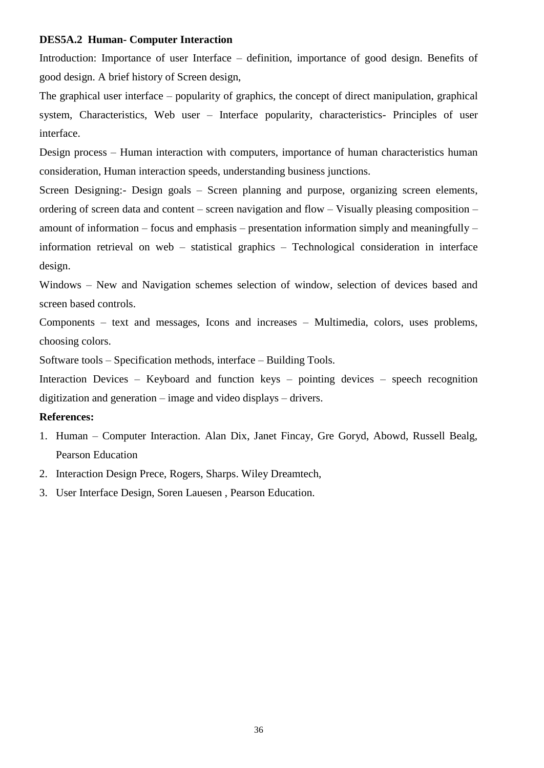**DES5A.2 Human- Computer Interaction**

Introduction: Importance of user Interface – definition, importance of good design. Benefits of good design. A brief history of Screen design,

The graphical user interface – popularity of graphics, the concept of direct manipulation, graphical system, Characteristics, Web user – Interface popularity, characteristics- Principles of user interface.

Design process – Human interaction with computers, importance of human characteristics human consideration, Human interaction speeds, understanding business junctions.

Screen Designing:- Design goals – Screen planning and purpose, organizing screen elements, ordering of screen data and content – screen navigation and flow – Visually pleasing composition – amount of information – focus and emphasis – presentation information simply and meaningfully – information retrieval on web – statistical graphics – Technological consideration in interface design.

Windows – New and Navigation schemes selection of window, selection of devices based and screen based controls.

Components – text and messages, Icons and increases – Multimedia, colors, uses problems, choosing colors.

Software tools – Specification methods, interface – Building Tools.

Interaction Devices – Keyboard and function keys – pointing devices – speech recognition digitization and generation – image and video displays – drivers.

**References:**

1. Human – Computer Interaction. Alan Dix, Janet Fincay, Gre Goryd, Abowd, Russell Bealg, Pearson Education
2. Interaction Design Prece, Rogers, Sharps. Wiley Dreamtech,
3. User Interface Design, Soren Lauesen , Pearson Education.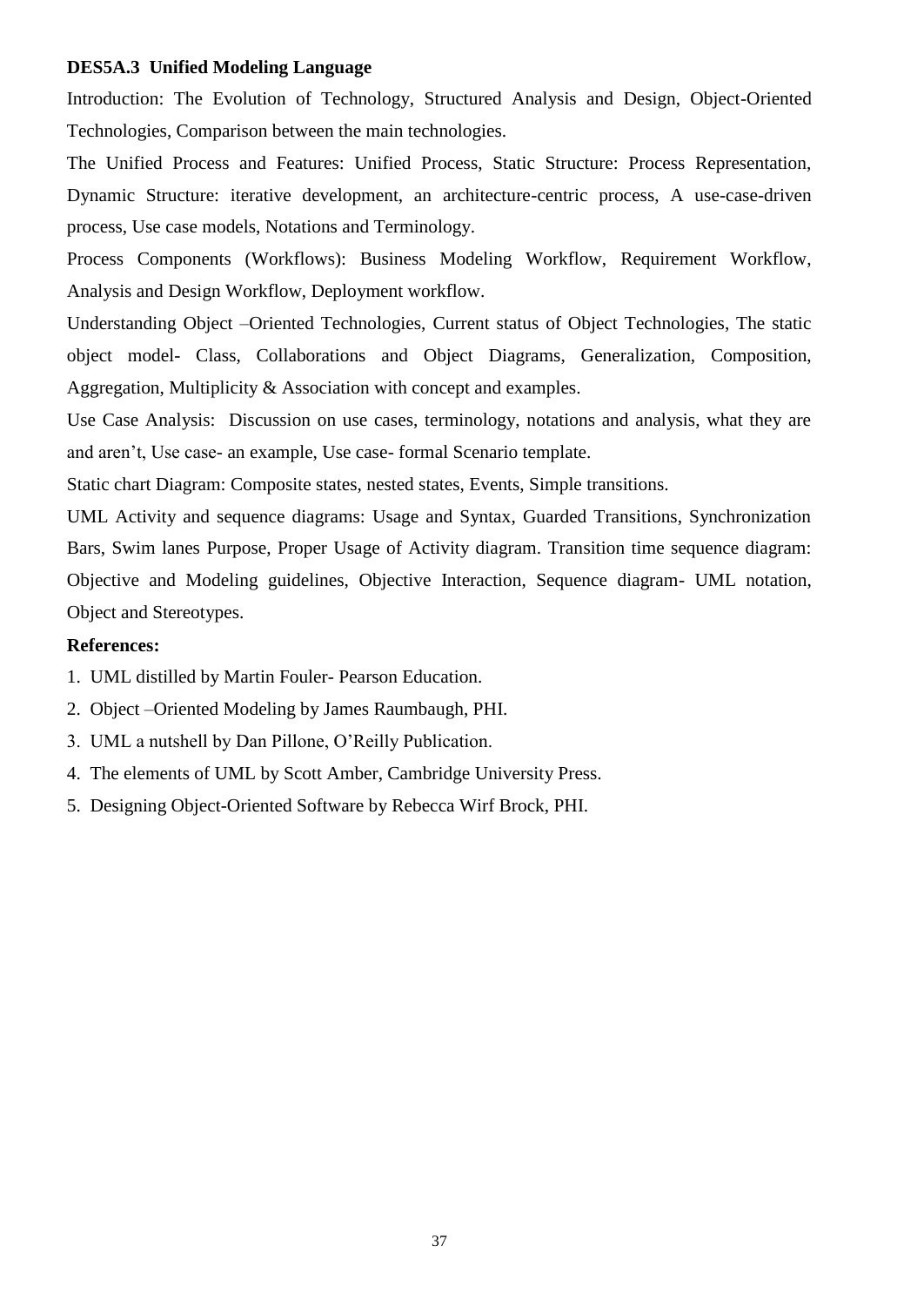**DES5A.3 Unified Modeling Language**

Introduction: The Evolution of Technology, Structured Analysis and Design, Object-Oriented Technologies, Comparison between the main technologies.

The Unified Process and Features: Unified Process, Static Structure: Process Representation, Dynamic Structure: iterative development, an architecture-centric process, A use-case-driven process, Use case models, Notations and Terminology.

Process Components (Workflows): Business Modeling Workflow, Requirement Workflow, Analysis and Design Workflow, Deployment workflow.

Understanding Object –Oriented Technologies, Current status of Object Technologies, The static object model- Class, Collaborations and Object Diagrams, Generalization, Composition, Aggregation, Multiplicity & Association with concept and examples.

Use Case Analysis: Discussion on use cases, terminology, notations and analysis, what they are and aren't, Use case- an example, Use case- formal Scenario template.

Static chart Diagram: Composite states, nested states, Events, Simple transitions.

UML Activity and sequence diagrams: Usage and Syntax, Guarded Transitions, Synchronization Bars, Swim lanes Purpose, Proper Usage of Activity diagram. Transition time sequence diagram: Objective and Modeling guidelines, Objective Interaction, Sequence diagram- UML notation, Object and Stereotypes.

**References:**

1. UML distilled by Martin Fouler- Pearson Education.
2. Object –Oriented Modeling by James Raumbaugh, PHI.
3. UML a nutshell by Dan Pillone, O'Reilly Publication.
4. The elements of UML by Scott Amber, Cambridge University Press.
5. Designing Object-Oriented Software by Rebecca Wirf Brock, PHI.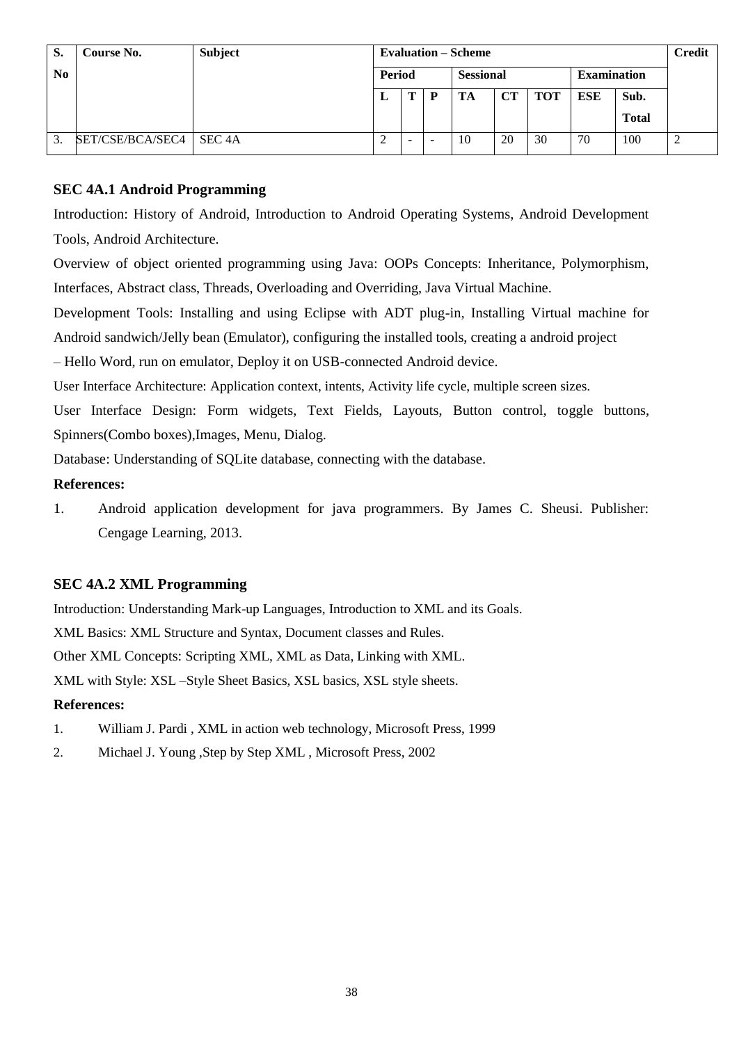| S. No | Course No. | Subject | Evaluation – Scheme | | | | | | | | Credit |
|---|---|---|---|---|---|---|---|---|---|---|---|
| | | | Period | | | Sessional | | | Examination | | |
| | | | L | T | P | TA | CT | TOT | ESE | Sub. Total | |
| 3. | SET/CSE/BCA/SEC4 | SEC 4A | 2 | - | - | 10 | 20 | 30 | 70 | 100 | 2 |

### SEC 4A.1 Android Programming

Introduction: History of Android, Introduction to Android Operating Systems, Android Development Tools, Android Architecture.

Overview of object oriented programming using Java: OOPs Concepts: Inheritance, Polymorphism, Interfaces, Abstract class, Threads, Overloading and Overriding, Java Virtual Machine.

Development Tools: Installing and using Eclipse with ADT plug-in, Installing Virtual machine for Android sandwich/Jelly bean (Emulator), configuring the installed tools, creating a android project – Hello Word, run on emulator, Deploy it on USB-connected Android device.

User Interface Architecture: Application context, intents, Activity life cycle, multiple screen sizes.

User Interface Design: Form widgets, Text Fields, Layouts, Button control, toggle buttons, Spinners(Combo boxes),Images, Menu, Dialog.

Database: Understanding of SQLite database, connecting with the database.

**References:**

1. Android application development for java programmers. By James C. Sheusi. Publisher: Cengage Learning, 2013.

### SEC 4A.2 XML Programming

Introduction: Understanding Mark-up Languages, Introduction to XML and its Goals.

XML Basics: XML Structure and Syntax, Document classes and Rules.

Other XML Concepts: Scripting XML, XML as Data, Linking with XML.

XML with Style: XSL –Style Sheet Basics, XSL basics, XSL style sheets.

**References:**

1. William J. Pardi , XML in action web technology, Microsoft Press, 1999
2. Michael J. Young ,Step by Step XML , Microsoft Press, 2002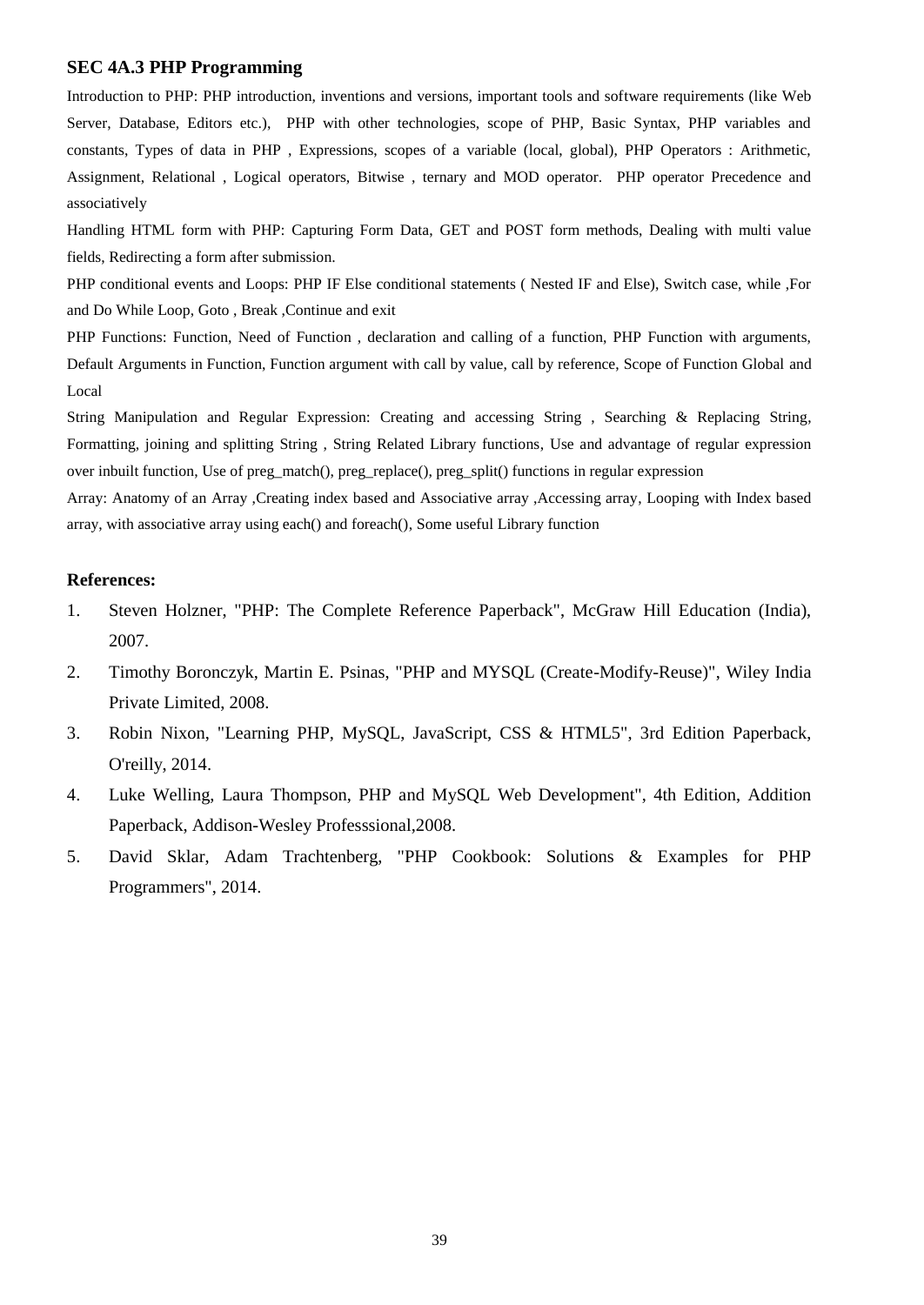### SEC 4A.3 PHP Programming

Introduction to PHP: PHP introduction, inventions and versions, important tools and software requirements (like Web Server, Database, Editors etc.), PHP with other technologies, scope of PHP, Basic Syntax, PHP variables and constants, Types of data in PHP , Expressions, scopes of a variable (local, global), PHP Operators : Arithmetic, Assignment, Relational , Logical operators, Bitwise , ternary and MOD operator. PHP operator Precedence and associatively

Handling HTML form with PHP: Capturing Form Data, GET and POST form methods, Dealing with multi value fields, Redirecting a form after submission.

PHP conditional events and Loops: PHP IF Else conditional statements ( Nested IF and Else), Switch case, while ,For and Do While Loop, Goto , Break ,Continue and exit

PHP Functions: Function, Need of Function , declaration and calling of a function, PHP Function with arguments, Default Arguments in Function, Function argument with call by value, call by reference, Scope of Function Global and Local

String Manipulation and Regular Expression: Creating and accessing String , Searching & Replacing String, Formatting, joining and splitting String , String Related Library functions, Use and advantage of regular expression over inbuilt function, Use of preg_match(), preg_replace(), preg_split() functions in regular expression

Array: Anatomy of an Array ,Creating index based and Associative array ,Accessing array, Looping with Index based array, with associative array using each() and foreach(), Some useful Library function

**References:**

1. Steven Holzner, "PHP: The Complete Reference Paperback", McGraw Hill Education (India), 2007.
2. Timothy Boronczyk, Martin E. Psinas, "PHP and MYSQL (Create-Modify-Reuse)", Wiley India Private Limited, 2008.
3. Robin Nixon, "Learning PHP, MySQL, JavaScript, CSS & HTML5", 3rd Edition Paperback, O'reilly, 2014.
4. Luke Welling, Laura Thompson, PHP and MySQL Web Development", 4th Edition, Addition Paperback, Addison-Wesley Professsional,2008.
5. David Sklar, Adam Trachtenberg, "PHP Cookbook: Solutions & Examples for PHP Programmers", 2014.